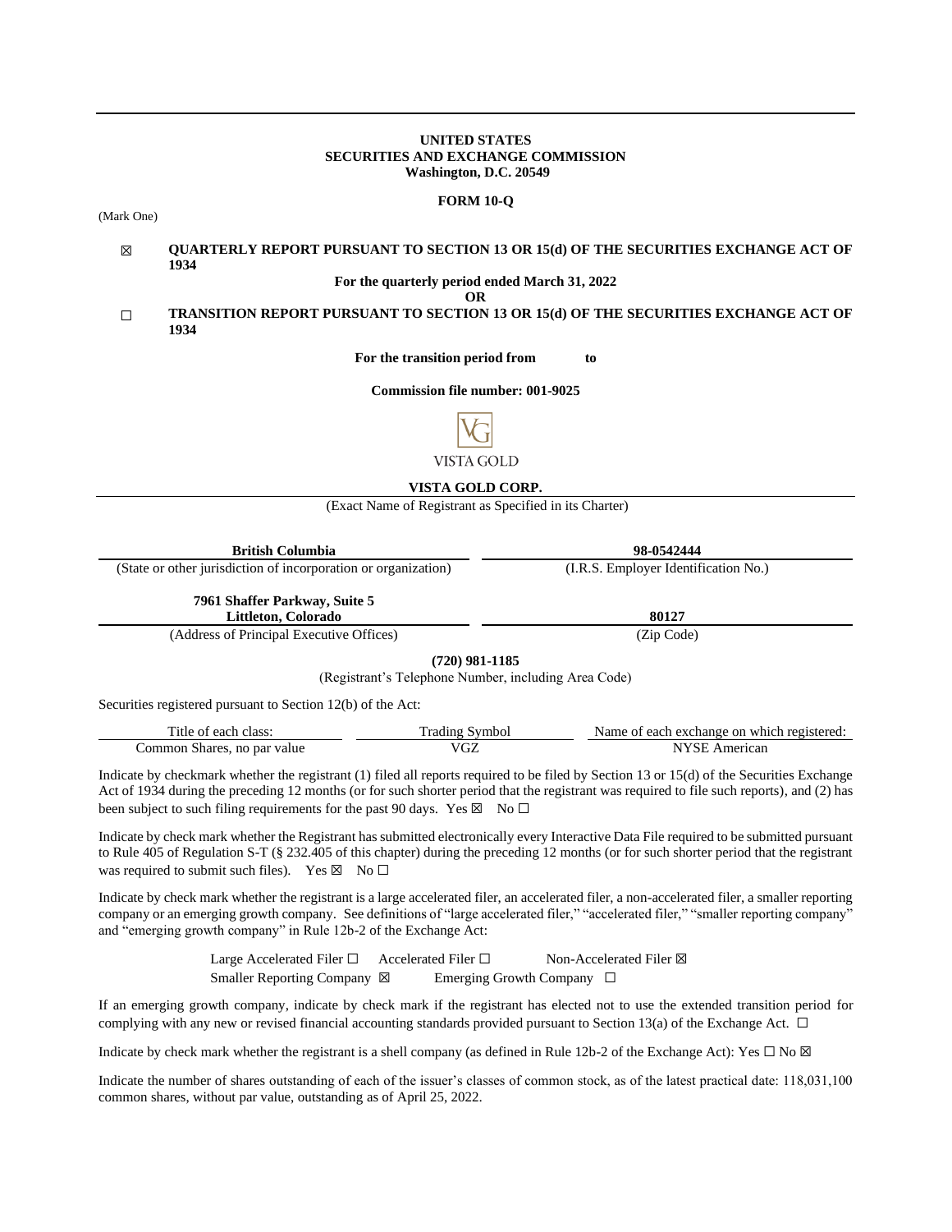**UNITED STATES**
**SECURITIES AND EXCHANGE COMMISSION**
**Washington, D.C. 20549**

**FORM 10-Q**

(Mark One)

☒ **QUARTERLY REPORT PURSUANT TO SECTION 13 OR 15(d) OF THE SECURITIES EXCHANGE ACT OF 1934**

**For the quarterly period ended March 31, 2022**

**OR**

☐ **TRANSITION REPORT PURSUANT TO SECTION 13 OR 15(d) OF THE SECURITIES EXCHANGE ACT OF 1934**

**For the transition period from to**

**Commission file number: 001-9025**

VISTA GOLD

**VISTA GOLD CORP.**

(Exact Name of Registrant as Specified in its Charter)

| **British Columbia** | **98-0542444** |
|---|---|
| (State or other jurisdiction of incorporation or organization) | (I.R.S. Employer Identification No.) |
| **7961 Shaffer Parkway, Suite 5 Littleton, Colorado** | **80127** |
| (Address of Principal Executive Offices) | (Zip Code) |

**(720) 981-1185**

(Registrant's Telephone Number, including Area Code)

Securities registered pursuant to Section 12(b) of the Act:

| Title of each class: | Trading Symbol | Name of each exchange on which registered: |
|---|---|---|
| Common Shares, no par value | VGZ | NYSE American |

Indicate by checkmark whether the registrant (1) filed all reports required to be filed by Section 13 or 15(d) of the Securities Exchange Act of 1934 during the preceding 12 months (or for such shorter period that the registrant was required to file such reports), and (2) has been subject to such filing requirements for the past 90 days. Yes ☒ No ☐

Indicate by check mark whether the Registrant has submitted electronically every Interactive Data File required to be submitted pursuant to Rule 405 of Regulation S-T (§ 232.405 of this chapter) during the preceding 12 months (or for such shorter period that the registrant was required to submit such files). Yes ☒ No ☐

Indicate by check mark whether the registrant is a large accelerated filer, an accelerated filer, a non-accelerated filer, a smaller reporting company or an emerging growth company. See definitions of "large accelerated filer," "accelerated filer," "smaller reporting company" and "emerging growth company" in Rule 12b-2 of the Exchange Act:

Large Accelerated Filer ☐ Accelerated Filer ☐ Non-Accelerated Filer ☒
Smaller Reporting Company ☒ Emerging Growth Company ☐

If an emerging growth company, indicate by check mark if the registrant has elected not to use the extended transition period for complying with any new or revised financial accounting standards provided pursuant to Section 13(a) of the Exchange Act. ☐

Indicate by check mark whether the registrant is a shell company (as defined in Rule 12b-2 of the Exchange Act): Yes ☐ No ☒

Indicate the number of shares outstanding of each of the issuer's classes of common stock, as of the latest practical date: 118,031,100 common shares, without par value, outstanding as of April 25, 2022.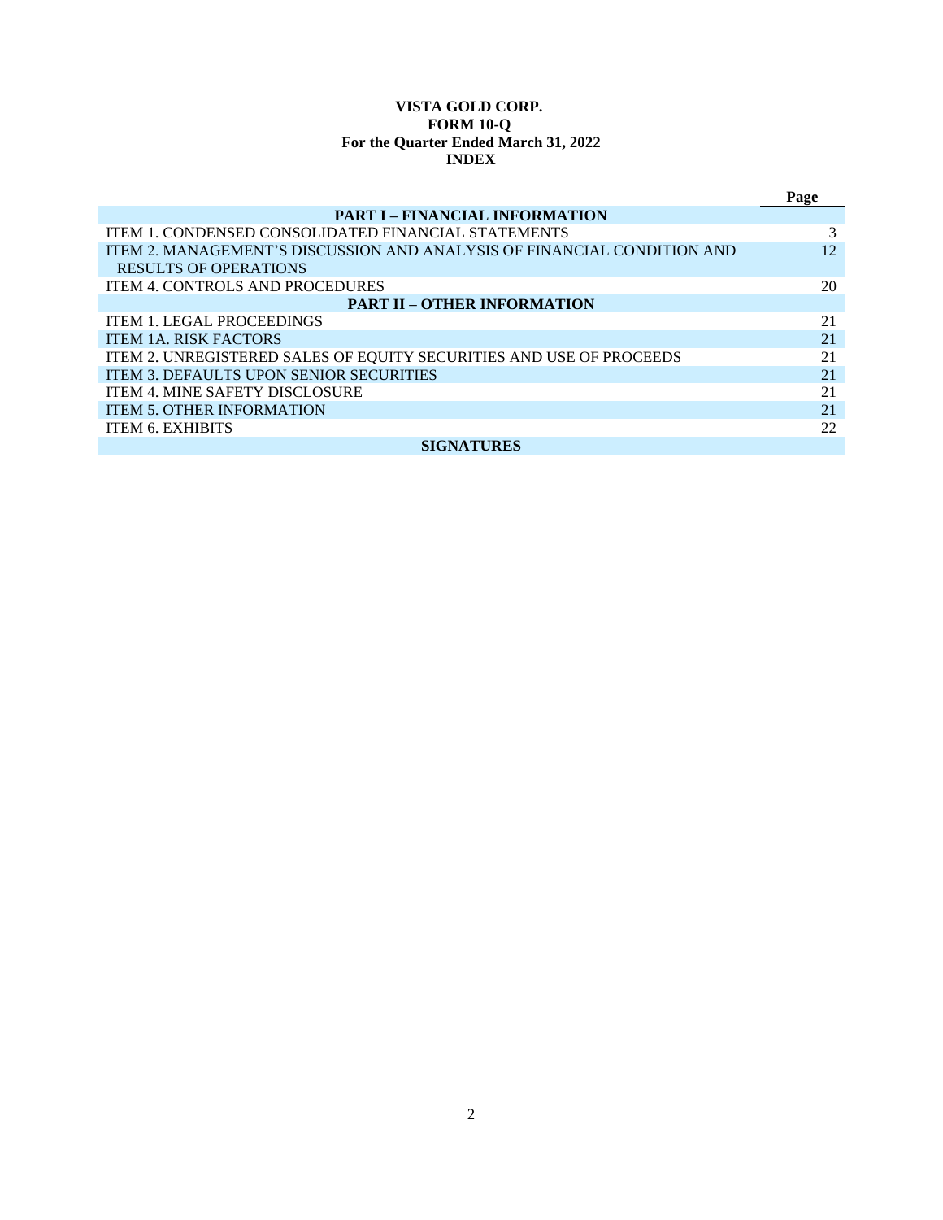**VISTA GOLD CORP.**
**FORM 10-Q**
**For the Quarter Ended March 31, 2022**
**INDEX**

| | Page |
|---|---|
| **PART I – FINANCIAL INFORMATION** | |
| ITEM 1. CONDENSED CONSOLIDATED FINANCIAL STATEMENTS | 3 |
| ITEM 2. MANAGEMENT’S DISCUSSION AND ANALYSIS OF FINANCIAL CONDITION AND RESULTS OF OPERATIONS | 12 |
| ITEM 4. CONTROLS AND PROCEDURES | 20 |
| **PART II – OTHER INFORMATION** | |
| ITEM 1. LEGAL PROCEEDINGS | 21 |
| ITEM 1A. RISK FACTORS | 21 |
| ITEM 2. UNREGISTERED SALES OF EQUITY SECURITIES AND USE OF PROCEEDS | 21 |
| ITEM 3. DEFAULTS UPON SENIOR SECURITIES | 21 |
| ITEM 4. MINE SAFETY DISCLOSURE | 21 |
| ITEM 5. OTHER INFORMATION | 21 |
| ITEM 6. EXHIBITS | 22 |
| **SIGNATURES** | |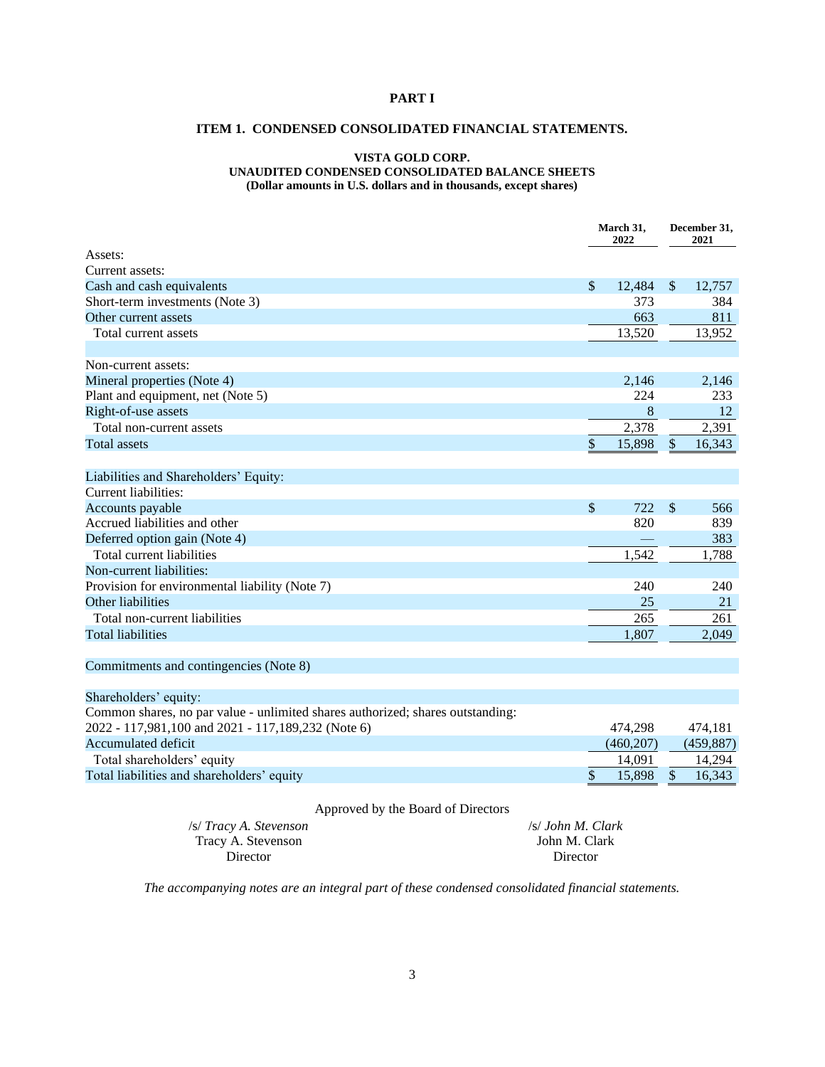# PART I

## ITEM 1. CONDENSED CONSOLIDATED FINANCIAL STATEMENTS.

### VISTA GOLD CORP.
### UNAUDITED CONDENSED CONSOLIDATED BALANCE SHEETS
**(Dollar amounts in U.S. dollars and in thousands, except shares)**

| | March 31, 2022 | December 31, 2021 |
|---|---|---|
| Assets: | | |
| Current assets: | | |
| Cash and cash equivalents | $ 12,484 | $ 12,757 |
| Short-term investments (Note 3) | 373 | 384 |
| Other current assets | 663 | 811 |
| Total current assets | 13,520 | 13,952 |
| | | |
| Non-current assets: | | |
| Mineral properties (Note 4) | 2,146 | 2,146 |
| Plant and equipment, net (Note 5) | 224 | 233 |
| Right-of-use assets | 8 | 12 |
| Total non-current assets | 2,378 | 2,391 |
| Total assets | $ 15,898 | $ 16,343 |
| | | |
| Liabilities and Shareholders' Equity: | | |
| Current liabilities: | | |
| Accounts payable | $ 722 | $ 566 |
| Accrued liabilities and other | 820 | 839 |
| Deferred option gain (Note 4) | — | 383 |
| Total current liabilities | 1,542 | 1,788 |
| Non-current liabilities: | | |
| Provision for environmental liability (Note 7) | 240 | 240 |
| Other liabilities | 25 | 21 |
| Total non-current liabilities | 265 | 261 |
| Total liabilities | 1,807 | 2,049 |
| | | |
| Commitments and contingencies (Note 8) | | |
| | | |
| Shareholders' equity: | | |
| Common shares, no par value - unlimited shares authorized; shares outstanding: 2022 - 117,981,100 and 2021 - 117,189,232 (Note 6) | 474,298 | 474,181 |
| Accumulated deficit | (460,207) | (459,887) |
| Total shareholders' equity | 14,091 | 14,294 |
| Total liabilities and shareholders' equity | $ 15,898 | $ 16,343 |

Approved by the Board of Directors

/s/ *Tracy A. Stevenson*
Tracy A. Stevenson
Director

/s/ *John M. Clark*
John M. Clark
Director

*The accompanying notes are an integral part of these condensed consolidated financial statements.*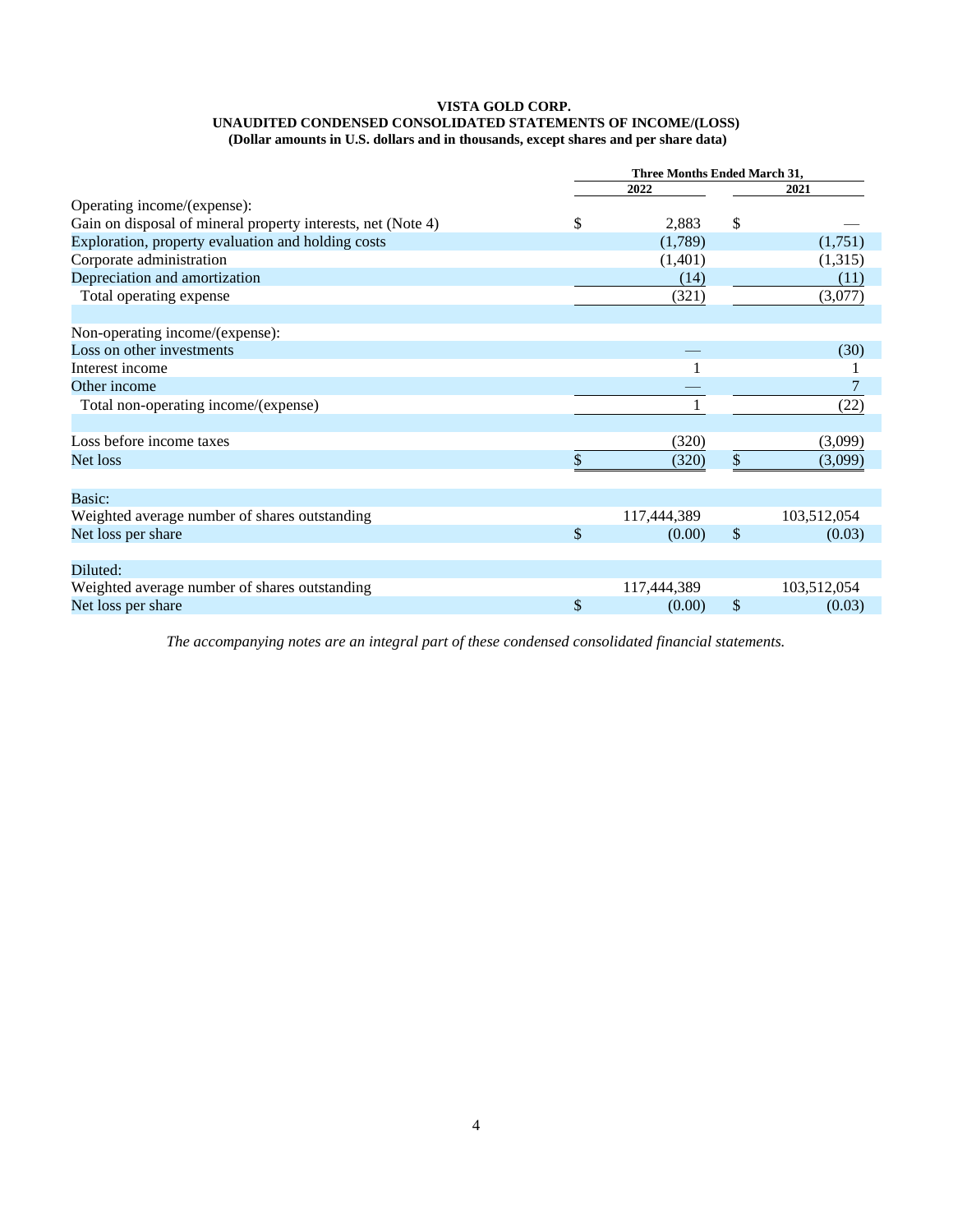**VISTA GOLD CORP.**
**UNAUDITED CONDENSED CONSOLIDATED STATEMENTS OF INCOME/(LOSS)**
**(Dollar amounts in U.S. dollars and in thousands, except shares and per share data)**

| | Three Months Ended March 31, | |
|---|---|---|
| | 2022 | 2021 |
| Operating income/(expense): | | |
| Gain on disposal of mineral property interests, net (Note 4) | $ 2,883 | $ — |
| Exploration, property evaluation and holding costs | (1,789) | (1,751) |
| Corporate administration | (1,401) | (1,315) |
| Depreciation and amortization | (14) | (11) |
| Total operating expense | (321) | (3,077) |
| | | |
| Non-operating income/(expense): | | |
| Loss on other investments | — | (30) |
| Interest income | 1 | 1 |
| Other income | — | 7 |
| Total non-operating income/(expense) | 1 | (22) |
| | | |
| Loss before income taxes | (320) | (3,099) |
| Net loss | $ (320) | $ (3,099) |
| | | |
| Basic: | | |
| Weighted average number of shares outstanding | 117,444,389 | 103,512,054 |
| Net loss per share | $ (0.00) | $ (0.03) |
| | | |
| Diluted: | | |
| Weighted average number of shares outstanding | 117,444,389 | 103,512,054 |
| Net loss per share | $ (0.00) | $ (0.03) |

*The accompanying notes are an integral part of these condensed consolidated financial statements.*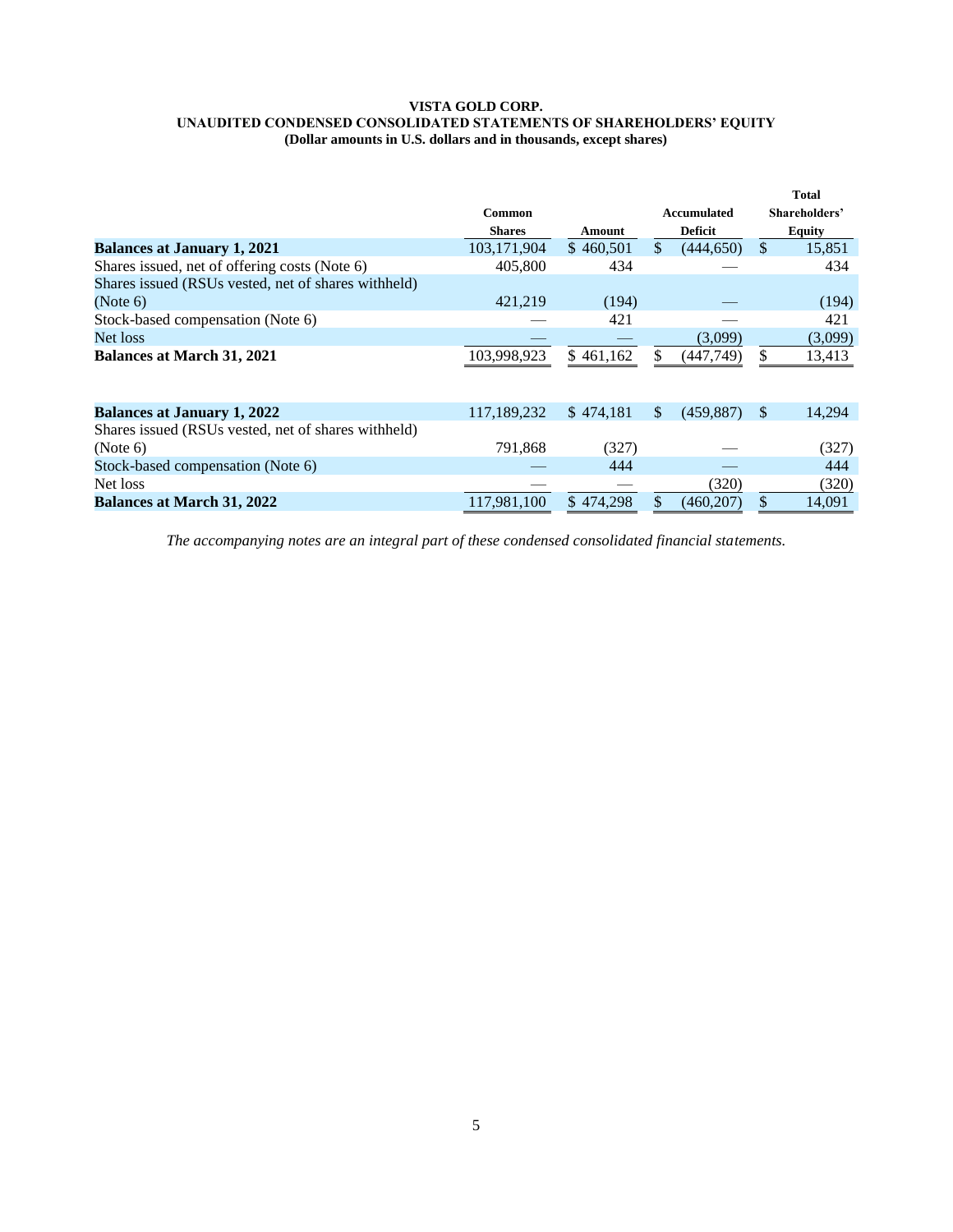**VISTA GOLD CORP.**
**UNAUDITED CONDENSED CONSOLIDATED STATEMENTS OF SHAREHOLDERS' EQUITY**
**(Dollar amounts in U.S. dollars and in thousands, except shares)**

| | Common Shares | Amount | Accumulated Deficit | Total Shareholders' Equity |
|---|---|---|---|---|
| **Balances at January 1, 2021** | 103,171,904 | $ 460,501 | $ (444,650) | $ 15,851 |
| Shares issued, net of offering costs (Note 6) | 405,800 | 434 | — | 434 |
| Shares issued (RSUs vested, net of shares withheld) (Note 6) | 421,219 | (194) | — | (194) |
| Stock-based compensation (Note 6) | — | 421 | — | 421 |
| Net loss | — | — | (3,099) | (3,099) |
| **Balances at March 31, 2021** | 103,998,923 | $ 461,162 | $ (447,749) | $ 13,413 |
| | | | | |
| **Balances at January 1, 2022** | 117,189,232 | $ 474,181 | $ (459,887) | $ 14,294 |
| Shares issued (RSUs vested, net of shares withheld) (Note 6) | 791,868 | (327) | — | (327) |
| Stock-based compensation (Note 6) | — | 444 | — | 444 |
| Net loss | — | — | (320) | (320) |
| **Balances at March 31, 2022** | 117,981,100 | $ 474,298 | $ (460,207) | $ 14,091 |

*The accompanying notes are an integral part of these condensed consolidated financial statements.*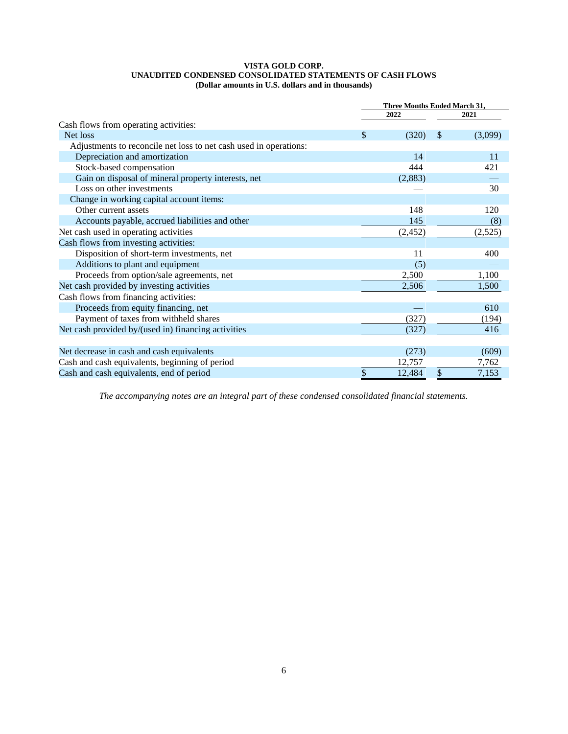**VISTA GOLD CORP.**
**UNAUDITED CONDENSED CONSOLIDATED STATEMENTS OF CASH FLOWS**
**(Dollar amounts in U.S. dollars and in thousands)**

| | Three Months Ended March 31, | |
|---|---|---|
| | 2022 | 2021 |
| Cash flows from operating activities: | | |
| Net loss | $ (320) | $ (3,099) |
| Adjustments to reconcile net loss to net cash used in operations: | | |
| Depreciation and amortization | 14 | 11 |
| Stock-based compensation | 444 | 421 |
| Gain on disposal of mineral property interests, net | (2,883) | — |
| Loss on other investments | — | 30 |
| Change in working capital account items: | | |
| Other current assets | 148 | 120 |
| Accounts payable, accrued liabilities and other | 145 | (8) |
| Net cash used in operating activities | (2,452) | (2,525) |
| Cash flows from investing activities: | | |
| Disposition of short-term investments, net | 11 | 400 |
| Additions to plant and equipment | (5) | — |
| Proceeds from option/sale agreements, net | 2,500 | 1,100 |
| Net cash provided by investing activities | 2,506 | 1,500 |
| Cash flows from financing activities: | | |
| Proceeds from equity financing, net | — | 610 |
| Payment of taxes from withheld shares | (327) | (194) |
| Net cash provided by/(used in) financing activities | (327) | 416 |
| | | |
| Net decrease in cash and cash equivalents | (273) | (609) |
| Cash and cash equivalents, beginning of period | 12,757 | 7,762 |
| Cash and cash equivalents, end of period | $ 12,484 | $ 7,153 |

*The accompanying notes are an integral part of these condensed consolidated financial statements.*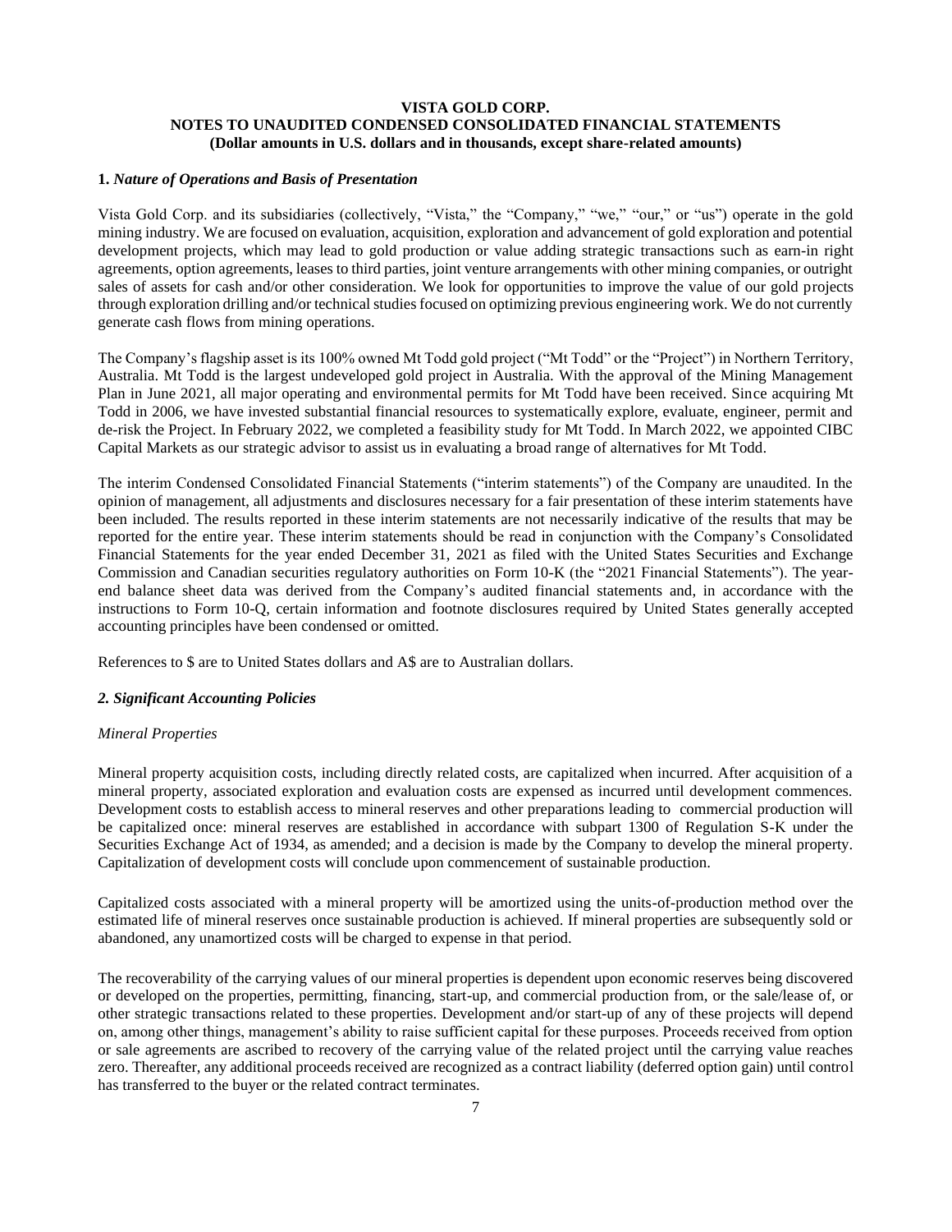**VISTA GOLD CORP.**
**NOTES TO UNAUDITED CONDENSED CONSOLIDATED FINANCIAL STATEMENTS**
**(Dollar amounts in U.S. dollars and in thousands, except share-related amounts)**

## 1. *Nature of Operations and Basis of Presentation*

Vista Gold Corp. and its subsidiaries (collectively, "Vista," the "Company," "we," "our," or "us") operate in the gold mining industry. We are focused on evaluation, acquisition, exploration and advancement of gold exploration and potential development projects, which may lead to gold production or value adding strategic transactions such as earn-in right agreements, option agreements, leases to third parties, joint venture arrangements with other mining companies, or outright sales of assets for cash and/or other consideration. We look for opportunities to improve the value of our gold projects through exploration drilling and/or technical studies focused on optimizing previous engineering work. We do not currently generate cash flows from mining operations.

The Company's flagship asset is its 100% owned Mt Todd gold project ("Mt Todd" or the "Project") in Northern Territory, Australia. Mt Todd is the largest undeveloped gold project in Australia. With the approval of the Mining Management Plan in June 2021, all major operating and environmental permits for Mt Todd have been received. Since acquiring Mt Todd in 2006, we have invested substantial financial resources to systematically explore, evaluate, engineer, permit and de-risk the Project. In February 2022, we completed a feasibility study for Mt Todd. In March 2022, we appointed CIBC Capital Markets as our strategic advisor to assist us in evaluating a broad range of alternatives for Mt Todd.

The interim Condensed Consolidated Financial Statements ("interim statements") of the Company are unaudited. In the opinion of management, all adjustments and disclosures necessary for a fair presentation of these interim statements have been included. The results reported in these interim statements are not necessarily indicative of the results that may be reported for the entire year. These interim statements should be read in conjunction with the Company's Consolidated Financial Statements for the year ended December 31, 2021 as filed with the United States Securities and Exchange Commission and Canadian securities regulatory authorities on Form 10-K (the "2021 Financial Statements"). The year-end balance sheet data was derived from the Company's audited financial statements and, in accordance with the instructions to Form 10-Q, certain information and footnote disclosures required by United States generally accepted accounting principles have been condensed or omitted.

References to $ are to United States dollars and A$ are to Australian dollars.

## *2. Significant Accounting Policies*

### *Mineral Properties*

Mineral property acquisition costs, including directly related costs, are capitalized when incurred. After acquisition of a mineral property, associated exploration and evaluation costs are expensed as incurred until development commences. Development costs to establish access to mineral reserves and other preparations leading to commercial production will be capitalized once: mineral reserves are established in accordance with subpart 1300 of Regulation S-K under the Securities Exchange Act of 1934, as amended; and a decision is made by the Company to develop the mineral property. Capitalization of development costs will conclude upon commencement of sustainable production.

Capitalized costs associated with a mineral property will be amortized using the units-of-production method over the estimated life of mineral reserves once sustainable production is achieved. If mineral properties are subsequently sold or abandoned, any unamortized costs will be charged to expense in that period.

The recoverability of the carrying values of our mineral properties is dependent upon economic reserves being discovered or developed on the properties, permitting, financing, start-up, and commercial production from, or the sale/lease of, or other strategic transactions related to these properties. Development and/or start-up of any of these projects will depend on, among other things, management's ability to raise sufficient capital for these purposes. Proceeds received from option or sale agreements are ascribed to recovery of the carrying value of the related project until the carrying value reaches zero. Thereafter, any additional proceeds received are recognized as a contract liability (deferred option gain) until control has transferred to the buyer or the related contract terminates.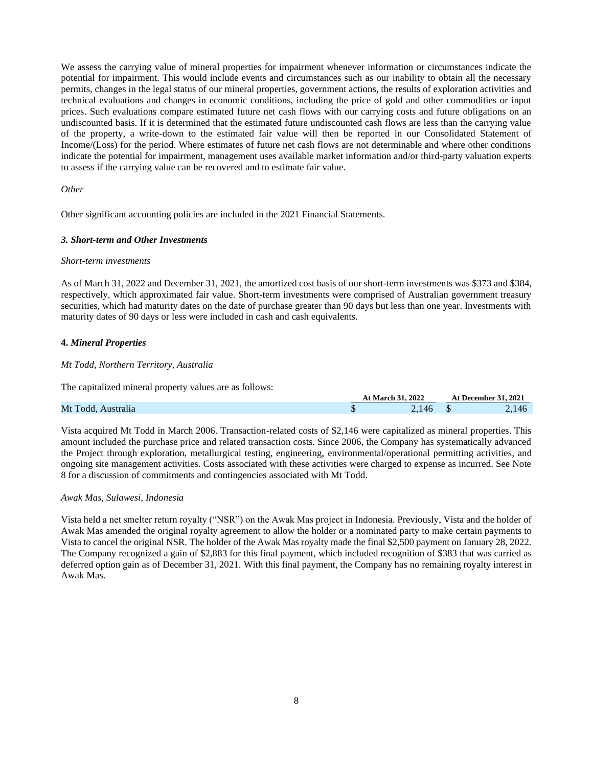We assess the carrying value of mineral properties for impairment whenever information or circumstances indicate the potential for impairment. This would include events and circumstances such as our inability to obtain all the necessary permits, changes in the legal status of our mineral properties, government actions, the results of exploration activities and technical evaluations and changes in economic conditions, including the price of gold and other commodities or input prices. Such evaluations compare estimated future net cash flows with our carrying costs and future obligations on an undiscounted basis. If it is determined that the estimated future undiscounted cash flows are less than the carrying value of the property, a write-down to the estimated fair value will then be reported in our Consolidated Statement of Income/(Loss) for the period. Where estimates of future net cash flows are not determinable and where other conditions indicate the potential for impairment, management uses available market information and/or third-party valuation experts to assess if the carrying value can be recovered and to estimate fair value.

*Other*

Other significant accounting policies are included in the 2021 Financial Statements.

### *3. Short-term and Other Investments*

*Short-term investments*

As of March 31, 2022 and December 31, 2021, the amortized cost basis of our short-term investments was $373 and $384, respectively, which approximated fair value. Short-term investments were comprised of Australian government treasury securities, which had maturity dates on the date of purchase greater than 90 days but less than one year. Investments with maturity dates of 90 days or less were included in cash and cash equivalents.

### **4.** *Mineral Properties*

*Mt Todd, Northern Territory, Australia*

The capitalized mineral property values are as follows:

| | At March 31, 2022 | At December 31, 2021 |
|---|---|---|
| Mt Todd, Australia | $ 2,146 | $ 2,146 |

Vista acquired Mt Todd in March 2006. Transaction-related costs of $2,146 were capitalized as mineral properties. This amount included the purchase price and related transaction costs. Since 2006, the Company has systematically advanced the Project through exploration, metallurgical testing, engineering, environmental/operational permitting activities, and ongoing site management activities. Costs associated with these activities were charged to expense as incurred. See Note 8 for a discussion of commitments and contingencies associated with Mt Todd.

*Awak Mas, Sulawesi, Indonesia*

Vista held a net smelter return royalty ("NSR") on the Awak Mas project in Indonesia. Previously, Vista and the holder of Awak Mas amended the original royalty agreement to allow the holder or a nominated party to make certain payments to Vista to cancel the original NSR. The holder of the Awak Mas royalty made the final $2,500 payment on January 28, 2022. The Company recognized a gain of $2,883 for this final payment, which included recognition of $383 that was carried as deferred option gain as of December 31, 2021. With this final payment, the Company has no remaining royalty interest in Awak Mas.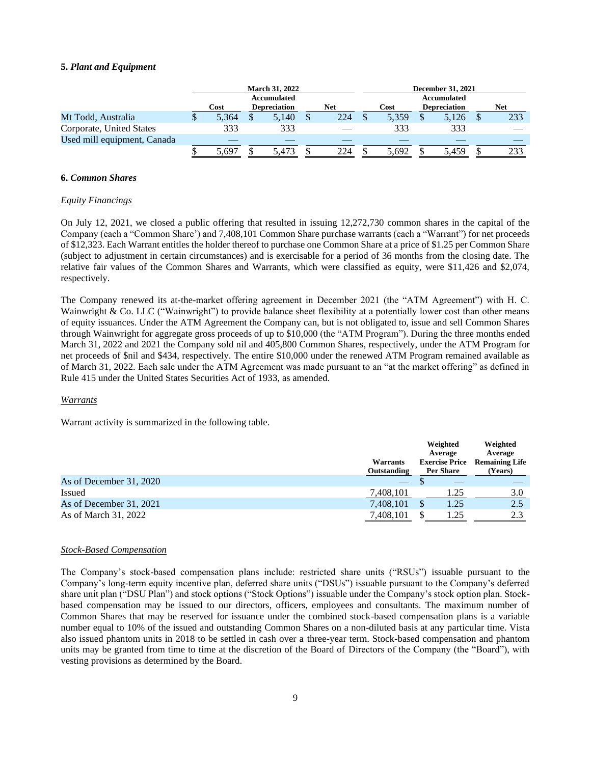**5.** ***Plant and Equipment***

| | March 31, 2022 | | | December 31, 2021 | | |
|---|---|---|---|---|---|---|
| | Cost | Accumulated Depreciation | Net | Cost | Accumulated Depreciation | Net |
| Mt Todd, Australia | $ 5,364 | $ 5,140 | $ 224 | $ 5,359 | $ 5,126 | $ 233 |
| Corporate, United States | 333 | 333 | — | 333 | 333 | — |
| Used mill equipment, Canada | — | — | — | — | — | — |
| | $ 5,697 | $ 5,473 | $ 224 | $ 5,692 | $ 5,459 | $ 233 |

**6.** ***Common Shares***

*Equity Financings*

On July 12, 2021, we closed a public offering that resulted in issuing 12,272,730 common shares in the capital of the Company (each a "Common Share') and 7,408,101 Common Share purchase warrants (each a "Warrant") for net proceeds of $12,323. Each Warrant entitles the holder thereof to purchase one Common Share at a price of $1.25 per Common Share (subject to adjustment in certain circumstances) and is exercisable for a period of 36 months from the closing date. The relative fair values of the Common Shares and Warrants, which were classified as equity, were $11,426 and $2,074, respectively.

The Company renewed its at-the-market offering agreement in December 2021 (the "ATM Agreement") with H. C. Wainwright & Co. LLC ("Wainwright") to provide balance sheet flexibility at a potentially lower cost than other means of equity issuances. Under the ATM Agreement the Company can, but is not obligated to, issue and sell Common Shares through Wainwright for aggregate gross proceeds of up to $10,000 (the "ATM Program"). During the three months ended March 31, 2022 and 2021 the Company sold nil and 405,800 Common Shares, respectively, under the ATM Program for net proceeds of $nil and $434, respectively. The entire $10,000 under the renewed ATM Program remained available as of March 31, 2022. Each sale under the ATM Agreement was made pursuant to an "at the market offering" as defined in Rule 415 under the United States Securities Act of 1933, as amended.

*Warrants*

Warrant activity is summarized in the following table.

| | Warrants Outstanding | Weighted Average Exercise Price Per Share | Weighted Average Remaining Life (Years) |
|---|---|---|---|
| As of December 31, 2020 | — | $ — | — |
| Issued | 7,408,101 | 1.25 | 3.0 |
| As of December 31, 2021 | 7,408,101 | $ 1.25 | 2.5 |
| As of March 31, 2022 | 7,408,101 | $ 1.25 | 2.3 |

*Stock-Based Compensation*

The Company's stock-based compensation plans include: restricted share units ("RSUs") issuable pursuant to the Company's long-term equity incentive plan, deferred share units ("DSUs") issuable pursuant to the Company's deferred share unit plan ("DSU Plan") and stock options ("Stock Options") issuable under the Company's stock option plan. Stock-based compensation may be issued to our directors, officers, employees and consultants. The maximum number of Common Shares that may be reserved for issuance under the combined stock-based compensation plans is a variable number equal to 10% of the issued and outstanding Common Shares on a non-diluted basis at any particular time. Vista also issued phantom units in 2018 to be settled in cash over a three-year term. Stock-based compensation and phantom units may be granted from time to time at the discretion of the Board of Directors of the Company (the "Board"), with vesting provisions as determined by the Board.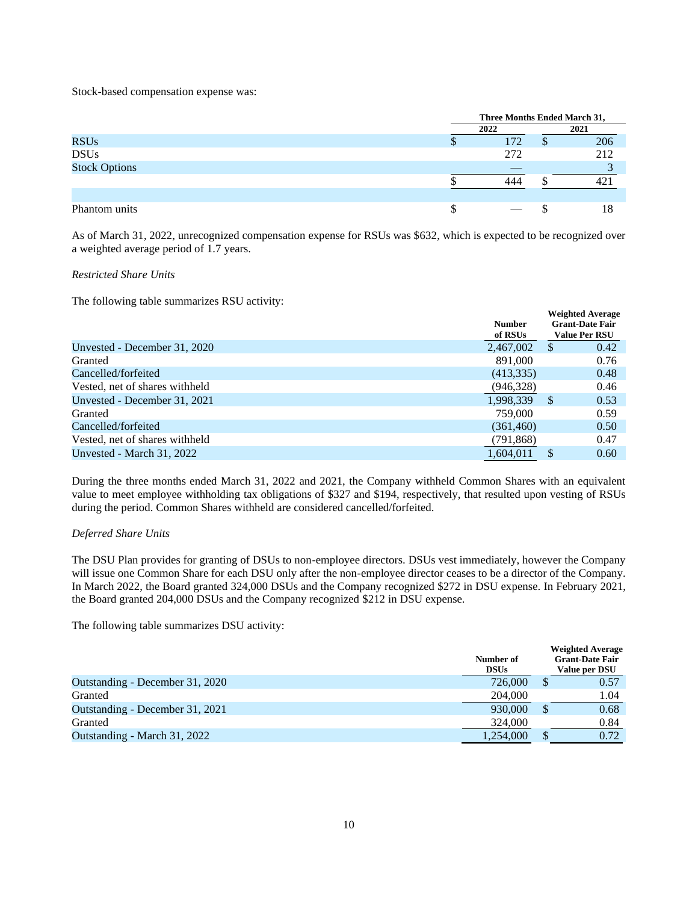Stock-based compensation expense was:

| | Three Months Ended March 31, | |
|---|---|---|
| | 2022 | 2021 |
| RSUs | $ 172 | $ 206 |
| DSUs | 272 | 212 |
| Stock Options | — | 3 |
| | $ 444 | $ 421 |
| | | |
| Phantom units | $ — | $ 18 |

As of March 31, 2022, unrecognized compensation expense for RSUs was $632, which is expected to be recognized over a weighted average period of 1.7 years.

*Restricted Share Units*

The following table summarizes RSU activity:

| | Number of RSUs | Weighted Average Grant-Date Fair Value Per RSU |
|---|---|---|
| Unvested - December 31, 2020 | 2,467,002 | $ 0.42 |
| Granted | 891,000 | 0.76 |
| Cancelled/forfeited | (413,335) | 0.48 |
| Vested, net of shares withheld | (946,328) | 0.46 |
| Unvested - December 31, 2021 | 1,998,339 | $ 0.53 |
| Granted | 759,000 | 0.59 |
| Cancelled/forfeited | (361,460) | 0.50 |
| Vested, net of shares withheld | (791,868) | 0.47 |
| Unvested - March 31, 2022 | 1,604,011 | $ 0.60 |

During the three months ended March 31, 2022 and 2021, the Company withheld Common Shares with an equivalent value to meet employee withholding tax obligations of $327 and $194, respectively, that resulted upon vesting of RSUs during the period. Common Shares withheld are considered cancelled/forfeited.

*Deferred Share Units*

The DSU Plan provides for granting of DSUs to non-employee directors. DSUs vest immediately, however the Company will issue one Common Share for each DSU only after the non-employee director ceases to be a director of the Company. In March 2022, the Board granted 324,000 DSUs and the Company recognized $272 in DSU expense. In February 2021, the Board granted 204,000 DSUs and the Company recognized $212 in DSU expense.

The following table summarizes DSU activity:

| | Number of DSUs | Weighted Average Grant-Date Fair Value per DSU |
|---|---|---|
| Outstanding - December 31, 2020 | 726,000 | $ 0.57 |
| Granted | 204,000 | 1.04 |
| Outstanding - December 31, 2021 | 930,000 | $ 0.68 |
| Granted | 324,000 | 0.84 |
| Outstanding - March 31, 2022 | 1,254,000 | $ 0.72 |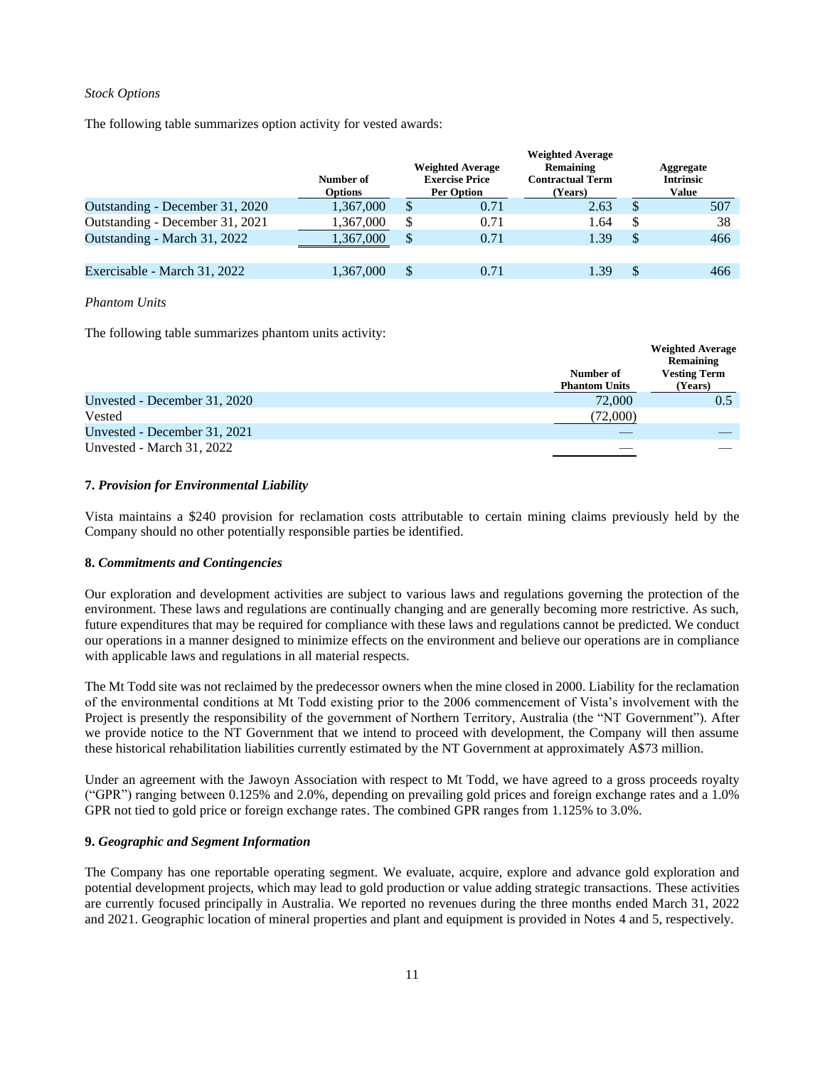*Stock Options*

The following table summarizes option activity for vested awards:

| | Number of Options | Weighted Average Exercise Price Per Option | Weighted Average Remaining Contractual Term (Years) | Aggregate Intrinsic Value |
|---|---|---|---|---|
| Outstanding - December 31, 2020 | 1,367,000 | $ 0.71 | 2.63 | $ 507 |
| Outstanding - December 31, 2021 | 1,367,000 | $ 0.71 | 1.64 | $ 38 |
| Outstanding - March 31, 2022 | 1,367,000 | $ 0.71 | 1.39 | $ 466 |
| | | | | |
| Exercisable - March 31, 2022 | 1,367,000 | $ 0.71 | 1.39 | $ 466 |

*Phantom Units*

The following table summarizes phantom units activity:

| | Number of Phantom Units | Weighted Average Remaining Vesting Term (Years) |
|---|---|---|
| Unvested - December 31, 2020 | 72,000 | 0.5 |
| Vested | (72,000) | |
| Unvested - December 31, 2021 | — | — |
| Unvested - March 31, 2022 | — | — |

**7.** ***Provision for Environmental Liability***

Vista maintains a $240 provision for reclamation costs attributable to certain mining claims previously held by the Company should no other potentially responsible parties be identified.

**8.** ***Commitments and Contingencies***

Our exploration and development activities are subject to various laws and regulations governing the protection of the environment. These laws and regulations are continually changing and are generally becoming more restrictive. As such, future expenditures that may be required for compliance with these laws and regulations cannot be predicted. We conduct our operations in a manner designed to minimize effects on the environment and believe our operations are in compliance with applicable laws and regulations in all material respects.

The Mt Todd site was not reclaimed by the predecessor owners when the mine closed in 2000. Liability for the reclamation of the environmental conditions at Mt Todd existing prior to the 2006 commencement of Vista's involvement with the Project is presently the responsibility of the government of Northern Territory, Australia (the "NT Government"). After we provide notice to the NT Government that we intend to proceed with development, the Company will then assume these historical rehabilitation liabilities currently estimated by the NT Government at approximately A$73 million.

Under an agreement with the Jawoyn Association with respect to Mt Todd, we have agreed to a gross proceeds royalty ("GPR") ranging between 0.125% and 2.0%, depending on prevailing gold prices and foreign exchange rates and a 1.0% GPR not tied to gold price or foreign exchange rates. The combined GPR ranges from 1.125% to 3.0%.

**9.** ***Geographic and Segment Information***

The Company has one reportable operating segment. We evaluate, acquire, explore and advance gold exploration and potential development projects, which may lead to gold production or value adding strategic transactions. These activities are currently focused principally in Australia. We reported no revenues during the three months ended March 31, 2022 and 2021. Geographic location of mineral properties and plant and equipment is provided in Notes 4 and 5, respectively.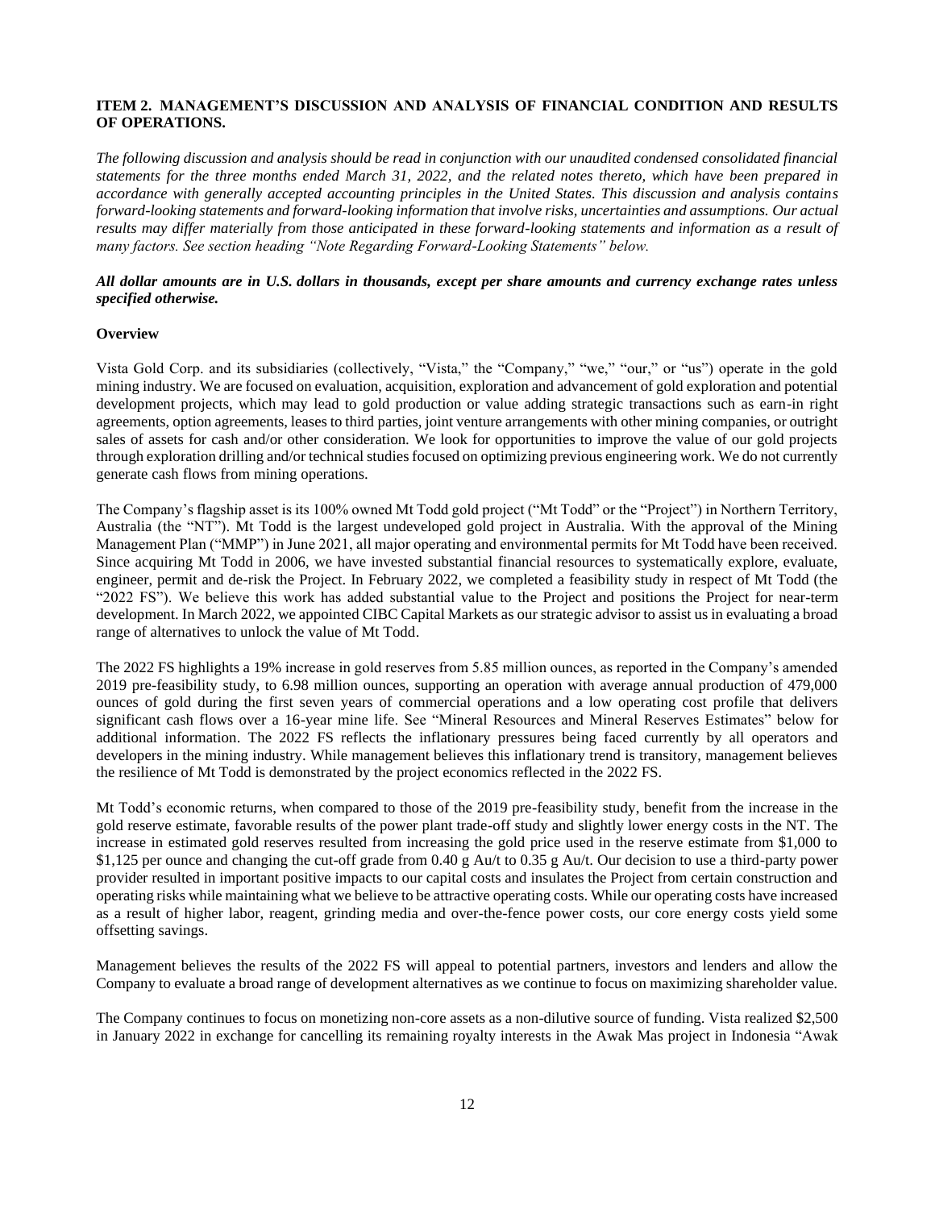## ITEM 2. MANAGEMENT'S DISCUSSION AND ANALYSIS OF FINANCIAL CONDITION AND RESULTS OF OPERATIONS.

*The following discussion and analysis should be read in conjunction with our unaudited condensed consolidated financial statements for the three months ended March 31, 2022, and the related notes thereto, which have been prepared in accordance with generally accepted accounting principles in the United States. This discussion and analysis contains forward-looking statements and forward-looking information that involve risks, uncertainties and assumptions. Our actual results may differ materially from those anticipated in these forward-looking statements and information as a result of many factors. See section heading "Note Regarding Forward-Looking Statements" below.*

***All dollar amounts are in U.S. dollars in thousands, except per share amounts and currency exchange rates unless specified otherwise.***

### Overview

Vista Gold Corp. and its subsidiaries (collectively, "Vista," the "Company," "we," "our," or "us") operate in the gold mining industry. We are focused on evaluation, acquisition, exploration and advancement of gold exploration and potential development projects, which may lead to gold production or value adding strategic transactions such as earn-in right agreements, option agreements, leases to third parties, joint venture arrangements with other mining companies, or outright sales of assets for cash and/or other consideration. We look for opportunities to improve the value of our gold projects through exploration drilling and/or technical studies focused on optimizing previous engineering work. We do not currently generate cash flows from mining operations.

The Company's flagship asset is its 100% owned Mt Todd gold project ("Mt Todd" or the "Project") in Northern Territory, Australia (the "NT"). Mt Todd is the largest undeveloped gold project in Australia. With the approval of the Mining Management Plan ("MMP") in June 2021, all major operating and environmental permits for Mt Todd have been received. Since acquiring Mt Todd in 2006, we have invested substantial financial resources to systematically explore, evaluate, engineer, permit and de-risk the Project. In February 2022, we completed a feasibility study in respect of Mt Todd (the "2022 FS"). We believe this work has added substantial value to the Project and positions the Project for near-term development. In March 2022, we appointed CIBC Capital Markets as our strategic advisor to assist us in evaluating a broad range of alternatives to unlock the value of Mt Todd.

The 2022 FS highlights a 19% increase in gold reserves from 5.85 million ounces, as reported in the Company's amended 2019 pre-feasibility study, to 6.98 million ounces, supporting an operation with average annual production of 479,000 ounces of gold during the first seven years of commercial operations and a low operating cost profile that delivers significant cash flows over a 16-year mine life. See "Mineral Resources and Mineral Reserves Estimates" below for additional information. The 2022 FS reflects the inflationary pressures being faced currently by all operators and developers in the mining industry. While management believes this inflationary trend is transitory, management believes the resilience of Mt Todd is demonstrated by the project economics reflected in the 2022 FS.

Mt Todd's economic returns, when compared to those of the 2019 pre-feasibility study, benefit from the increase in the gold reserve estimate, favorable results of the power plant trade-off study and slightly lower energy costs in the NT. The increase in estimated gold reserves resulted from increasing the gold price used in the reserve estimate from $1,000 to $1,125 per ounce and changing the cut-off grade from 0.40 g Au/t to 0.35 g Au/t. Our decision to use a third-party power provider resulted in important positive impacts to our capital costs and insulates the Project from certain construction and operating risks while maintaining what we believe to be attractive operating costs. While our operating costs have increased as a result of higher labor, reagent, grinding media and over-the-fence power costs, our core energy costs yield some offsetting savings.

Management believes the results of the 2022 FS will appeal to potential partners, investors and lenders and allow the Company to evaluate a broad range of development alternatives as we continue to focus on maximizing shareholder value.

The Company continues to focus on monetizing non-core assets as a non-dilutive source of funding. Vista realized $2,500 in January 2022 in exchange for cancelling its remaining royalty interests in the Awak Mas project in Indonesia "Awak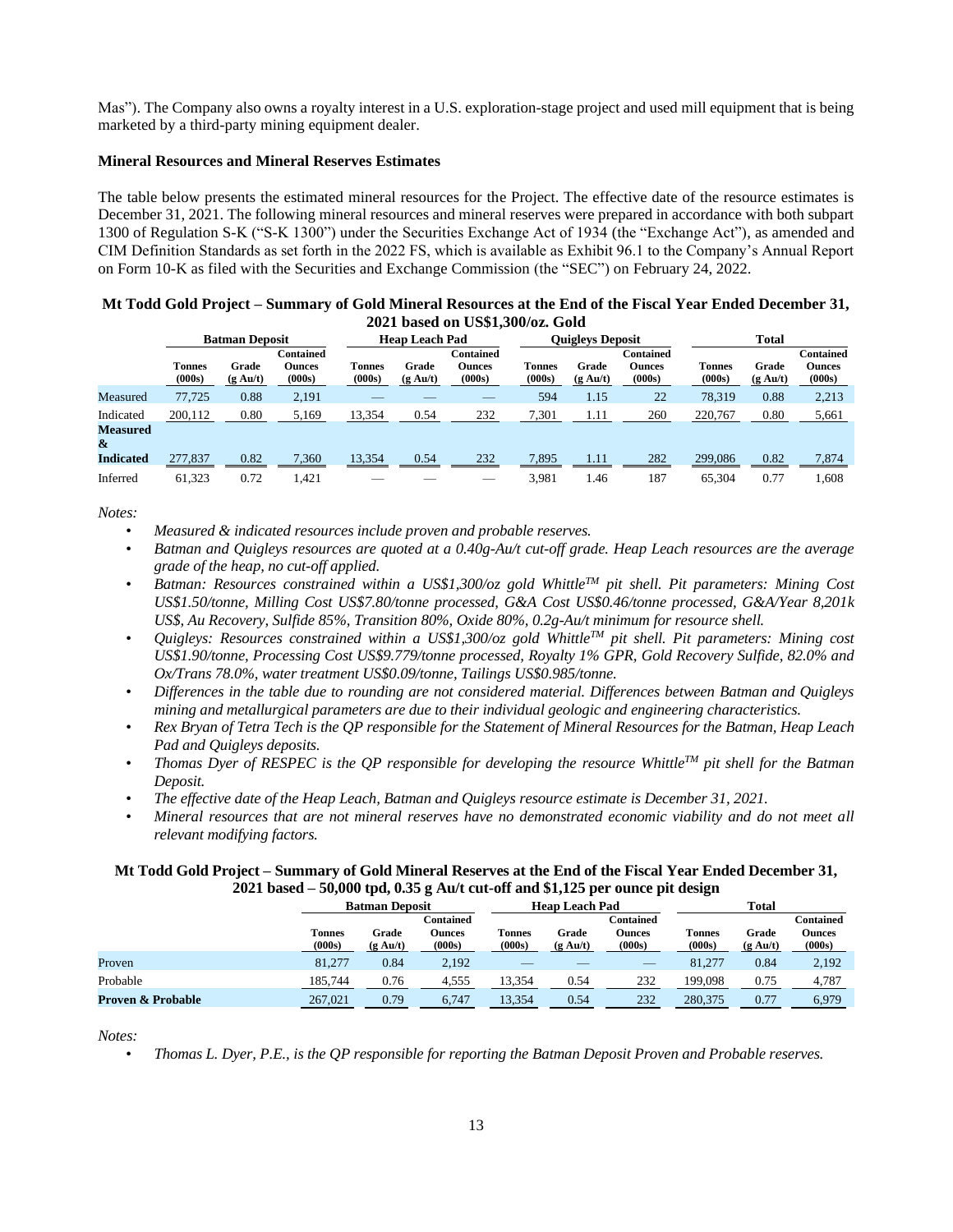Mas”). The Company also owns a royalty interest in a U.S. exploration-stage project and used mill equipment that is being marketed by a third-party mining equipment dealer.

**Mineral Resources and Mineral Reserves Estimates**

The table below presents the estimated mineral resources for the Project. The effective date of the resource estimates is December 31, 2021. The following mineral resources and mineral reserves were prepared in accordance with both subpart 1300 of Regulation S-K (“S-K 1300”) under the Securities Exchange Act of 1934 (the “Exchange Act”), as amended and CIM Definition Standards as set forth in the 2022 FS, which is available as Exhibit 96.1 to the Company’s Annual Report on Form 10-K as filed with the Securities and Exchange Commission (the “SEC”) on February 24, 2022.

**Mt Todd Gold Project – Summary of Gold Mineral Resources at the End of the Fiscal Year Ended December 31, 2021 based on US$1,300/oz. Gold**

| | Batman Deposit | | | Heap Leach Pad | | | Quigleys Deposit | | | Total | | |
|---|---|---|---|---|---|---|---|---|---|---|---|---|
| | Tonnes (000s) | Grade (g Au/t) | Contained Ounces (000s) | Tonnes (000s) | Grade (g Au/t) | Contained Ounces (000s) | Tonnes (000s) | Grade (g Au/t) | Contained Ounces (000s) | Tonnes (000s) | Grade (g Au/t) | Contained Ounces (000s) |
| Measured | 77,725 | 0.88 | 2,191 | — | — | — | 594 | 1.15 | 22 | 78,319 | 0.88 | 2,213 |
| Indicated | 200,112 | 0.80 | 5,169 | 13,354 | 0.54 | 232 | 7,301 | 1.11 | 260 | 220,767 | 0.80 | 5,661 |
| **Measured & Indicated** | 277,837 | 0.82 | 7,360 | 13,354 | 0.54 | 232 | 7,895 | 1.11 | 282 | 299,086 | 0.82 | 7,874 |
| Inferred | 61,323 | 0.72 | 1,421 | — | — | — | 3,981 | 1.46 | 187 | 65,304 | 0.77 | 1,608 |

*Notes:*

- *Measured & indicated resources include proven and probable reserves.*
- *Batman and Quigleys resources are quoted at a 0.40g-Au/t cut-off grade. Heap Leach resources are the average grade of the heap, no cut-off applied.*
- *Batman: Resources constrained within a US$1,300/oz gold Whittle™ pit shell. Pit parameters: Mining Cost US$1.50/tonne, Milling Cost US$7.80/tonne processed, G&A Cost US$0.46/tonne processed, G&A/Year 8,201k US$, Au Recovery, Sulfide 85%, Transition 80%, Oxide 80%, 0.2g-Au/t minimum for resource shell.*
- *Quigleys: Resources constrained within a US$1,300/oz gold Whittle™ pit shell. Pit parameters: Mining cost US$1.90/tonne, Processing Cost US$9.779/tonne processed, Royalty 1% GPR, Gold Recovery Sulfide, 82.0% and Ox/Trans 78.0%, water treatment US$0.09/tonne, Tailings US$0.985/tonne.*
- *Differences in the table due to rounding are not considered material. Differences between Batman and Quigleys mining and metallurgical parameters are due to their individual geologic and engineering characteristics.*
- *Rex Bryan of Tetra Tech is the QP responsible for the Statement of Mineral Resources for the Batman, Heap Leach Pad and Quigleys deposits.*
- *Thomas Dyer of RESPEC is the QP responsible for developing the resource Whittle™ pit shell for the Batman Deposit.*
- *The effective date of the Heap Leach, Batman and Quigleys resource estimate is December 31, 2021.*
- *Mineral resources that are not mineral reserves have no demonstrated economic viability and do not meet all relevant modifying factors.*

**Mt Todd Gold Project – Summary of Gold Mineral Reserves at the End of the Fiscal Year Ended December 31, 2021 based – 50,000 tpd, 0.35 g Au/t cut-off and $1,125 per ounce pit design**

| | Batman Deposit | | | Heap Leach Pad | | | Total | | |
|---|---|---|---|---|---|---|---|---|---|
| | Tonnes (000s) | Grade (g Au/t) | Contained Ounces (000s) | Tonnes (000s) | Grade (g Au/t) | Contained Ounces (000s) | Tonnes (000s) | Grade (g Au/t) | Contained Ounces (000s) |
| Proven | 81,277 | 0.84 | 2,192 | — | — | — | 81,277 | 0.84 | 2,192 |
| Probable | 185,744 | 0.76 | 4,555 | 13,354 | 0.54 | 232 | 199,098 | 0.75 | 4,787 |
| **Proven & Probable** | 267,021 | 0.79 | 6,747 | 13,354 | 0.54 | 232 | 280,375 | 0.77 | 6,979 |

*Notes:*

- *Thomas L. Dyer, P.E., is the QP responsible for reporting the Batman Deposit Proven and Probable reserves.*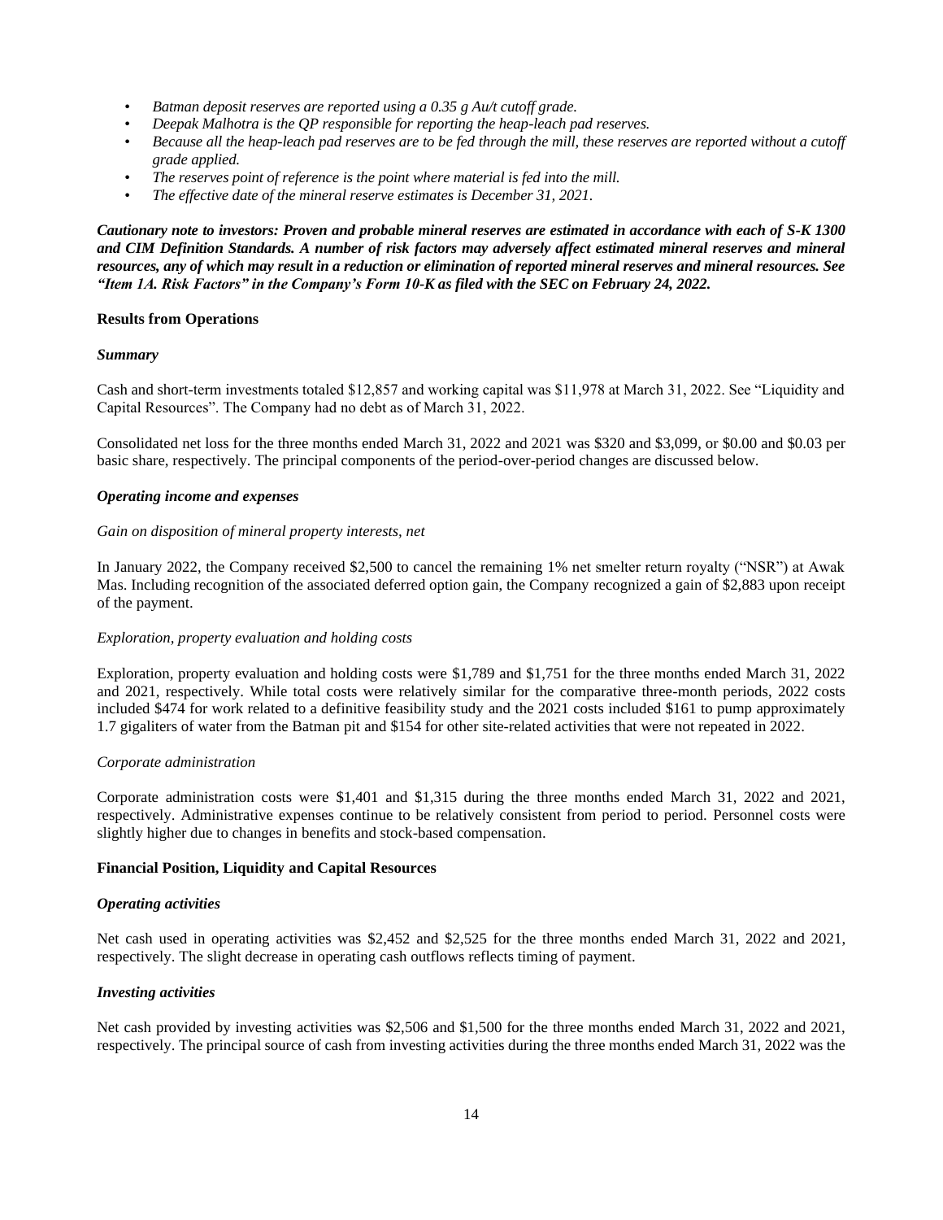- *Batman deposit reserves are reported using a 0.35 g Au/t cutoff grade.*
- *Deepak Malhotra is the QP responsible for reporting the heap-leach pad reserves.*
- *Because all the heap-leach pad reserves are to be fed through the mill, these reserves are reported without a cutoff grade applied.*
- *The reserves point of reference is the point where material is fed into the mill.*
- *The effective date of the mineral reserve estimates is December 31, 2021.*

***Cautionary note to investors: Proven and probable mineral reserves are estimated in accordance with each of S-K 1300 and CIM Definition Standards. A number of risk factors may adversely affect estimated mineral reserves and mineral resources, any of which may result in a reduction or elimination of reported mineral reserves and mineral resources. See "Item 1A. Risk Factors" in the Company's Form 10-K as filed with the SEC on February 24, 2022.***

**Results from Operations**

***Summary***

Cash and short-term investments totaled $12,857 and working capital was $11,978 at March 31, 2022. See "Liquidity and Capital Resources". The Company had no debt as of March 31, 2022.

Consolidated net loss for the three months ended March 31, 2022 and 2021 was $320 and $3,099, or $0.00 and $0.03 per basic share, respectively. The principal components of the period-over-period changes are discussed below.

***Operating income and expenses***

*Gain on disposition of mineral property interests, net*

In January 2022, the Company received $2,500 to cancel the remaining 1% net smelter return royalty ("NSR") at Awak Mas. Including recognition of the associated deferred option gain, the Company recognized a gain of $2,883 upon receipt of the payment.

*Exploration, property evaluation and holding costs*

Exploration, property evaluation and holding costs were $1,789 and $1,751 for the three months ended March 31, 2022 and 2021, respectively. While total costs were relatively similar for the comparative three-month periods, 2022 costs included $474 for work related to a definitive feasibility study and the 2021 costs included $161 to pump approximately 1.7 gigaliters of water from the Batman pit and $154 for other site-related activities that were not repeated in 2022.

*Corporate administration*

Corporate administration costs were $1,401 and $1,315 during the three months ended March 31, 2022 and 2021, respectively. Administrative expenses continue to be relatively consistent from period to period. Personnel costs were slightly higher due to changes in benefits and stock-based compensation.

**Financial Position, Liquidity and Capital Resources**

***Operating activities***

Net cash used in operating activities was $2,452 and $2,525 for the three months ended March 31, 2022 and 2021, respectively. The slight decrease in operating cash outflows reflects timing of payment.

***Investing activities***

Net cash provided by investing activities was $2,506 and $1,500 for the three months ended March 31, 2022 and 2021, respectively. The principal source of cash from investing activities during the three months ended March 31, 2022 was the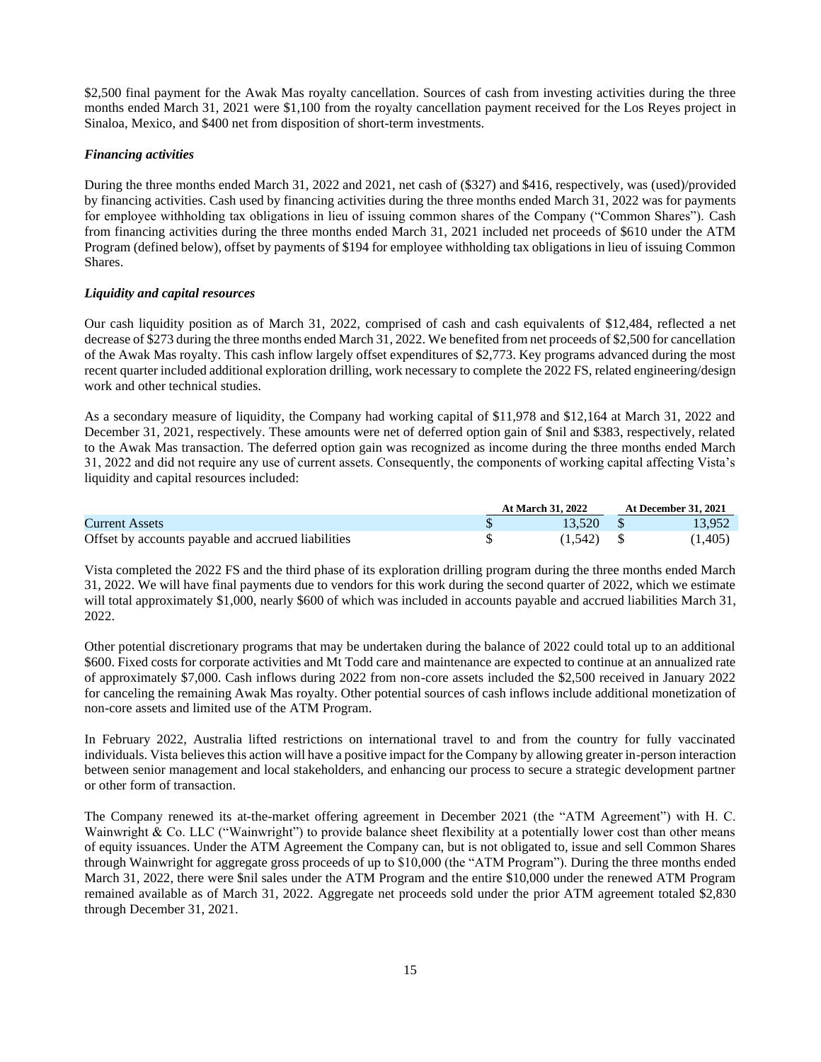$2,500 final payment for the Awak Mas royalty cancellation. Sources of cash from investing activities during the three months ended March 31, 2021 were $1,100 from the royalty cancellation payment received for the Los Reyes project in Sinaloa, Mexico, and $400 net from disposition of short-term investments.

### *Financing activities*

During the three months ended March 31, 2022 and 2021, net cash of ($327) and $416, respectively, was (used)/provided by financing activities. Cash used by financing activities during the three months ended March 31, 2022 was for payments for employee withholding tax obligations in lieu of issuing common shares of the Company ("Common Shares"). Cash from financing activities during the three months ended March 31, 2021 included net proceeds of $610 under the ATM Program (defined below), offset by payments of $194 for employee withholding tax obligations in lieu of issuing Common Shares.

### *Liquidity and capital resources*

Our cash liquidity position as of March 31, 2022, comprised of cash and cash equivalents of $12,484, reflected a net decrease of $273 during the three months ended March 31, 2022. We benefited from net proceeds of $2,500 for cancellation of the Awak Mas royalty. This cash inflow largely offset expenditures of $2,773. Key programs advanced during the most recent quarter included additional exploration drilling, work necessary to complete the 2022 FS, related engineering/design work and other technical studies.

As a secondary measure of liquidity, the Company had working capital of $11,978 and $12,164 at March 31, 2022 and December 31, 2021, respectively. These amounts were net of deferred option gain of $nil and $383, respectively, related to the Awak Mas transaction. The deferred option gain was recognized as income during the three months ended March 31, 2022 and did not require any use of current assets. Consequently, the components of working capital affecting Vista's liquidity and capital resources included:

| | At March 31, 2022 | At December 31, 2021 |
|---|---|---|
| Current Assets | $ 13,520 | $ 13,952 |
| Offset by accounts payable and accrued liabilities | $ (1,542) | $ (1,405) |

Vista completed the 2022 FS and the third phase of its exploration drilling program during the three months ended March 31, 2022. We will have final payments due to vendors for this work during the second quarter of 2022, which we estimate will total approximately $1,000, nearly $600 of which was included in accounts payable and accrued liabilities March 31, 2022.

Other potential discretionary programs that may be undertaken during the balance of 2022 could total up to an additional $600. Fixed costs for corporate activities and Mt Todd care and maintenance are expected to continue at an annualized rate of approximately $7,000. Cash inflows during 2022 from non-core assets included the $2,500 received in January 2022 for canceling the remaining Awak Mas royalty. Other potential sources of cash inflows include additional monetization of non-core assets and limited use of the ATM Program.

In February 2022, Australia lifted restrictions on international travel to and from the country for fully vaccinated individuals. Vista believes this action will have a positive impact for the Company by allowing greater in-person interaction between senior management and local stakeholders, and enhancing our process to secure a strategic development partner or other form of transaction.

The Company renewed its at-the-market offering agreement in December 2021 (the "ATM Agreement") with H. C. Wainwright & Co. LLC ("Wainwright") to provide balance sheet flexibility at a potentially lower cost than other means of equity issuances. Under the ATM Agreement the Company can, but is not obligated to, issue and sell Common Shares through Wainwright for aggregate gross proceeds of up to $10,000 (the "ATM Program"). During the three months ended March 31, 2022, there were $nil sales under the ATM Program and the entire $10,000 under the renewed ATM Program remained available as of March 31, 2022. Aggregate net proceeds sold under the prior ATM agreement totaled $2,830 through December 31, 2021.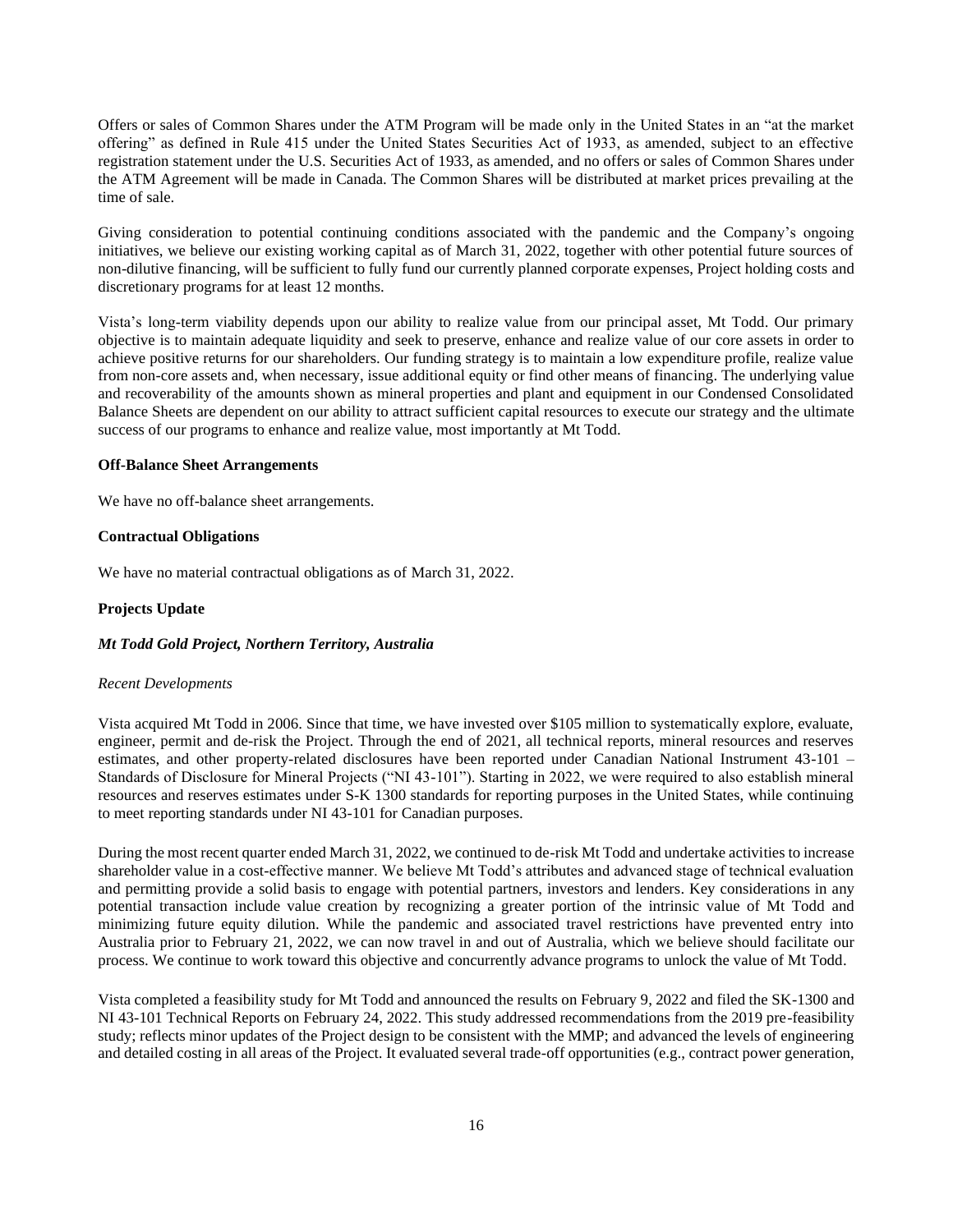Offers or sales of Common Shares under the ATM Program will be made only in the United States in an "at the market offering" as defined in Rule 415 under the United States Securities Act of 1933, as amended, subject to an effective registration statement under the U.S. Securities Act of 1933, as amended, and no offers or sales of Common Shares under the ATM Agreement will be made in Canada. The Common Shares will be distributed at market prices prevailing at the time of sale.

Giving consideration to potential continuing conditions associated with the pandemic and the Company's ongoing initiatives, we believe our existing working capital as of March 31, 2022, together with other potential future sources of non-dilutive financing, will be sufficient to fully fund our currently planned corporate expenses, Project holding costs and discretionary programs for at least 12 months.

Vista's long-term viability depends upon our ability to realize value from our principal asset, Mt Todd. Our primary objective is to maintain adequate liquidity and seek to preserve, enhance and realize value of our core assets in order to achieve positive returns for our shareholders. Our funding strategy is to maintain a low expenditure profile, realize value from non-core assets and, when necessary, issue additional equity or find other means of financing. The underlying value and recoverability of the amounts shown as mineral properties and plant and equipment in our Condensed Consolidated Balance Sheets are dependent on our ability to attract sufficient capital resources to execute our strategy and the ultimate success of our programs to enhance and realize value, most importantly at Mt Todd.

**Off-Balance Sheet Arrangements**

We have no off-balance sheet arrangements.

**Contractual Obligations**

We have no material contractual obligations as of March 31, 2022.

**Projects Update**

***Mt Todd Gold Project, Northern Territory, Australia***

*Recent Developments*

Vista acquired Mt Todd in 2006. Since that time, we have invested over $105 million to systematically explore, evaluate, engineer, permit and de-risk the Project. Through the end of 2021, all technical reports, mineral resources and reserves estimates, and other property-related disclosures have been reported under Canadian National Instrument 43-101 – Standards of Disclosure for Mineral Projects ("NI 43-101"). Starting in 2022, we were required to also establish mineral resources and reserves estimates under S-K 1300 standards for reporting purposes in the United States, while continuing to meet reporting standards under NI 43-101 for Canadian purposes.

During the most recent quarter ended March 31, 2022, we continued to de-risk Mt Todd and undertake activities to increase shareholder value in a cost-effective manner. We believe Mt Todd's attributes and advanced stage of technical evaluation and permitting provide a solid basis to engage with potential partners, investors and lenders. Key considerations in any potential transaction include value creation by recognizing a greater portion of the intrinsic value of Mt Todd and minimizing future equity dilution. While the pandemic and associated travel restrictions have prevented entry into Australia prior to February 21, 2022, we can now travel in and out of Australia, which we believe should facilitate our process. We continue to work toward this objective and concurrently advance programs to unlock the value of Mt Todd.

Vista completed a feasibility study for Mt Todd and announced the results on February 9, 2022 and filed the SK-1300 and NI 43-101 Technical Reports on February 24, 2022. This study addressed recommendations from the 2019 pre-feasibility study; reflects minor updates of the Project design to be consistent with the MMP; and advanced the levels of engineering and detailed costing in all areas of the Project. It evaluated several trade-off opportunities (e.g., contract power generation,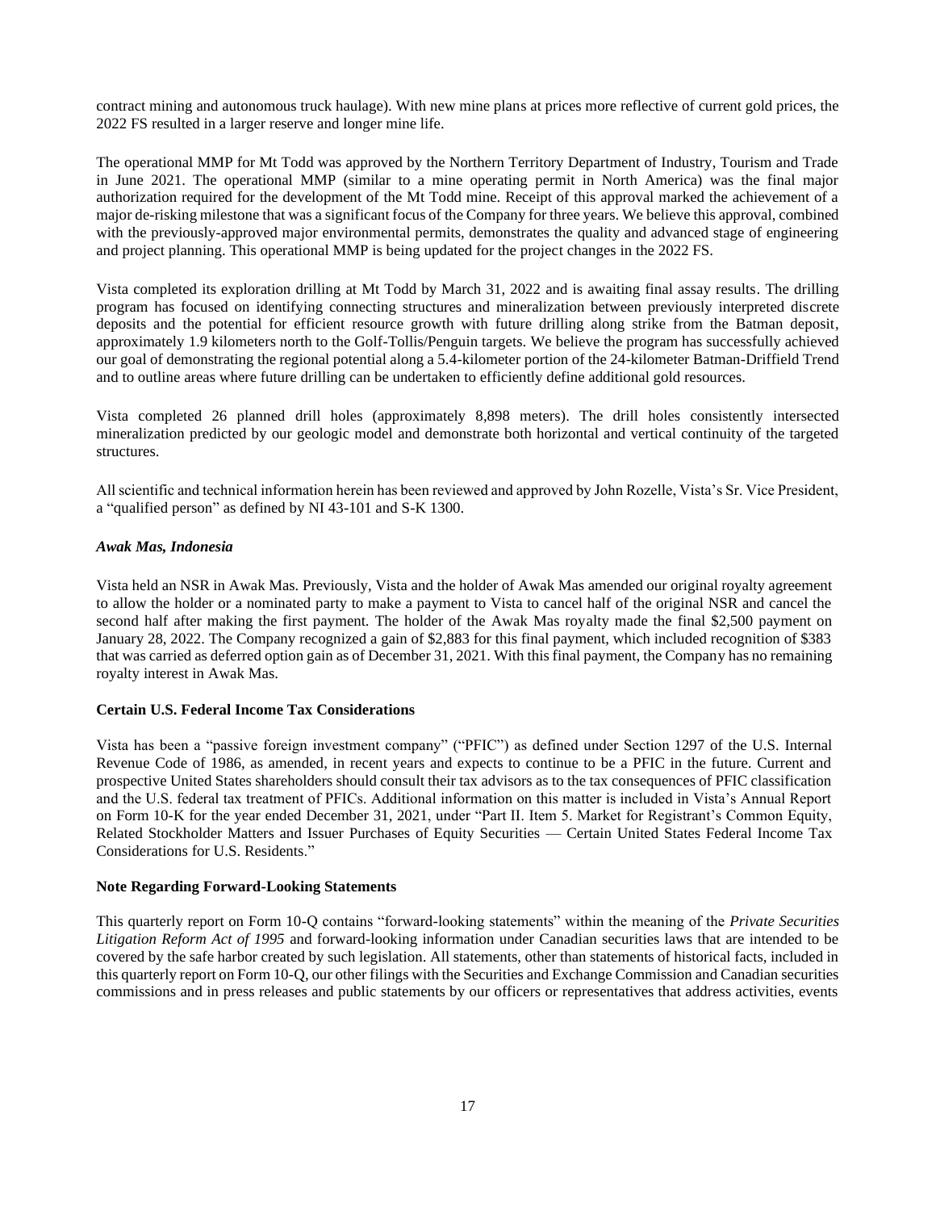contract mining and autonomous truck haulage). With new mine plans at prices more reflective of current gold prices, the 2022 FS resulted in a larger reserve and longer mine life.

The operational MMP for Mt Todd was approved by the Northern Territory Department of Industry, Tourism and Trade in June 2021. The operational MMP (similar to a mine operating permit in North America) was the final major authorization required for the development of the Mt Todd mine. Receipt of this approval marked the achievement of a major de-risking milestone that was a significant focus of the Company for three years. We believe this approval, combined with the previously-approved major environmental permits, demonstrates the quality and advanced stage of engineering and project planning. This operational MMP is being updated for the project changes in the 2022 FS.

Vista completed its exploration drilling at Mt Todd by March 31, 2022 and is awaiting final assay results. The drilling program has focused on identifying connecting structures and mineralization between previously interpreted discrete deposits and the potential for efficient resource growth with future drilling along strike from the Batman deposit, approximately 1.9 kilometers north to the Golf-Tollis/Penguin targets. We believe the program has successfully achieved our goal of demonstrating the regional potential along a 5.4-kilometer portion of the 24-kilometer Batman-Driffield Trend and to outline areas where future drilling can be undertaken to efficiently define additional gold resources.

Vista completed 26 planned drill holes (approximately 8,898 meters). The drill holes consistently intersected mineralization predicted by our geologic model and demonstrate both horizontal and vertical continuity of the targeted structures.

All scientific and technical information herein has been reviewed and approved by John Rozelle, Vista's Sr. Vice President, a "qualified person" as defined by NI 43-101 and S-K 1300.

***Awak Mas, Indonesia***

Vista held an NSR in Awak Mas. Previously, Vista and the holder of Awak Mas amended our original royalty agreement to allow the holder or a nominated party to make a payment to Vista to cancel half of the original NSR and cancel the second half after making the first payment. The holder of the Awak Mas royalty made the final $2,500 payment on January 28, 2022. The Company recognized a gain of $2,883 for this final payment, which included recognition of $383 that was carried as deferred option gain as of December 31, 2021. With this final payment, the Company has no remaining royalty interest in Awak Mas.

**Certain U.S. Federal Income Tax Considerations**

Vista has been a "passive foreign investment company" ("PFIC") as defined under Section 1297 of the U.S. Internal Revenue Code of 1986, as amended, in recent years and expects to continue to be a PFIC in the future. Current and prospective United States shareholders should consult their tax advisors as to the tax consequences of PFIC classification and the U.S. federal tax treatment of PFICs. Additional information on this matter is included in Vista's Annual Report on Form 10-K for the year ended December 31, 2021, under "Part II. Item 5. Market for Registrant's Common Equity, Related Stockholder Matters and Issuer Purchases of Equity Securities — Certain United States Federal Income Tax Considerations for U.S. Residents."

**Note Regarding Forward-Looking Statements**

This quarterly report on Form 10-Q contains "forward-looking statements" within the meaning of the *Private Securities Litigation Reform Act of 1995* and forward-looking information under Canadian securities laws that are intended to be covered by the safe harbor created by such legislation. All statements, other than statements of historical facts, included in this quarterly report on Form 10-Q, our other filings with the Securities and Exchange Commission and Canadian securities commissions and in press releases and public statements by our officers or representatives that address activities, events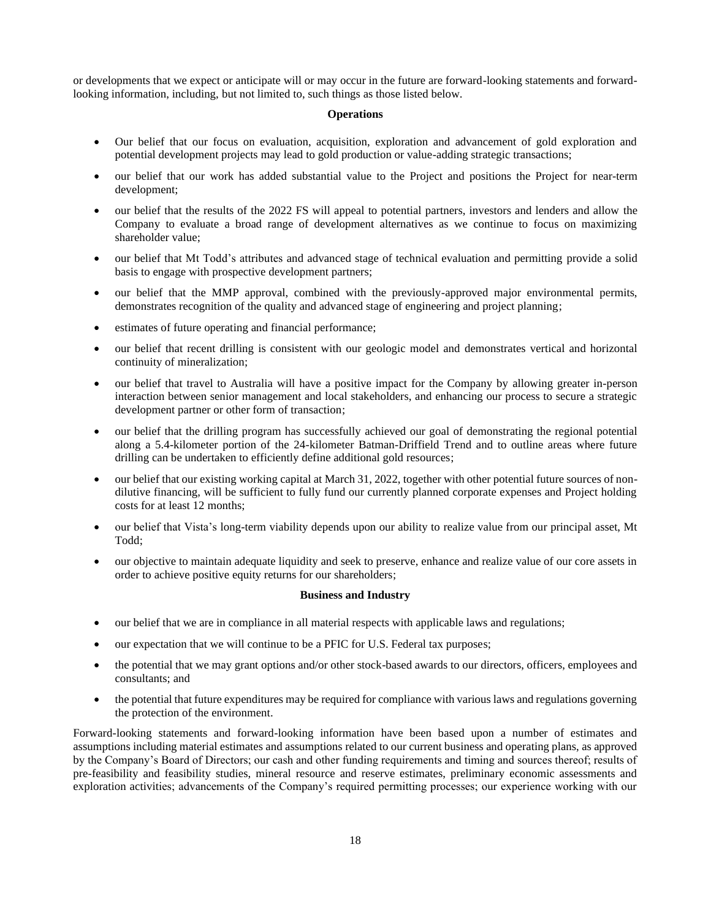or developments that we expect or anticipate will or may occur in the future are forward-looking statements and forward-looking information, including, but not limited to, such things as those listed below.

**Operations**

- Our belief that our focus on evaluation, acquisition, exploration and advancement of gold exploration and potential development projects may lead to gold production or value-adding strategic transactions;
- our belief that our work has added substantial value to the Project and positions the Project for near-term development;
- our belief that the results of the 2022 FS will appeal to potential partners, investors and lenders and allow the Company to evaluate a broad range of development alternatives as we continue to focus on maximizing shareholder value;
- our belief that Mt Todd's attributes and advanced stage of technical evaluation and permitting provide a solid basis to engage with prospective development partners;
- our belief that the MMP approval, combined with the previously-approved major environmental permits, demonstrates recognition of the quality and advanced stage of engineering and project planning;
- estimates of future operating and financial performance;
- our belief that recent drilling is consistent with our geologic model and demonstrates vertical and horizontal continuity of mineralization;
- our belief that travel to Australia will have a positive impact for the Company by allowing greater in-person interaction between senior management and local stakeholders, and enhancing our process to secure a strategic development partner or other form of transaction;
- our belief that the drilling program has successfully achieved our goal of demonstrating the regional potential along a 5.4-kilometer portion of the 24-kilometer Batman-Driffield Trend and to outline areas where future drilling can be undertaken to efficiently define additional gold resources;
- our belief that our existing working capital at March 31, 2022, together with other potential future sources of non-dilutive financing, will be sufficient to fully fund our currently planned corporate expenses and Project holding costs for at least 12 months;
- our belief that Vista's long-term viability depends upon our ability to realize value from our principal asset, Mt Todd;
- our objective to maintain adequate liquidity and seek to preserve, enhance and realize value of our core assets in order to achieve positive equity returns for our shareholders;

**Business and Industry**

- our belief that we are in compliance in all material respects with applicable laws and regulations;
- our expectation that we will continue to be a PFIC for U.S. Federal tax purposes;
- the potential that we may grant options and/or other stock-based awards to our directors, officers, employees and consultants; and
- the potential that future expenditures may be required for compliance with various laws and regulations governing the protection of the environment.

Forward-looking statements and forward-looking information have been based upon a number of estimates and assumptions including material estimates and assumptions related to our current business and operating plans, as approved by the Company's Board of Directors; our cash and other funding requirements and timing and sources thereof; results of pre-feasibility and feasibility studies, mineral resource and reserve estimates, preliminary economic assessments and exploration activities; advancements of the Company's required permitting processes; our experience working with our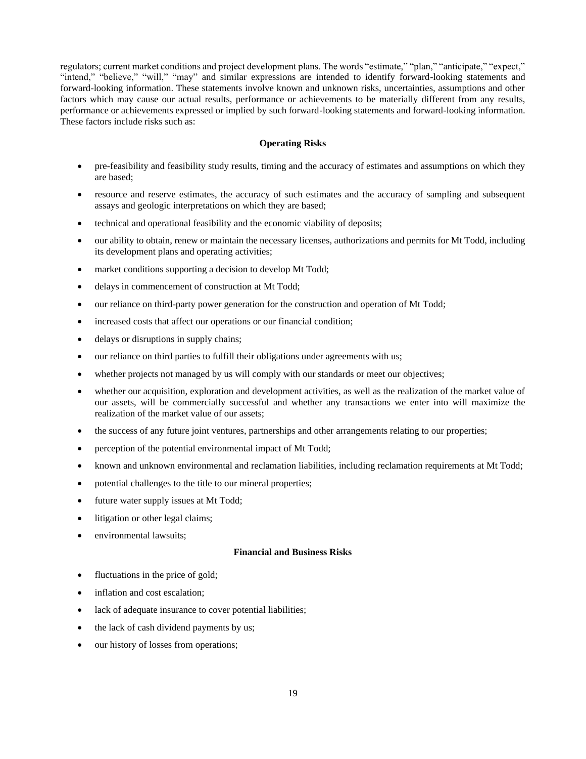regulators; current market conditions and project development plans. The words "estimate," "plan," "anticipate," "expect," "intend," "believe," "will," "may" and similar expressions are intended to identify forward-looking statements and forward-looking information. These statements involve known and unknown risks, uncertainties, assumptions and other factors which may cause our actual results, performance or achievements to be materially different from any results, performance or achievements expressed or implied by such forward-looking statements and forward-looking information. These factors include risks such as:

**Operating Risks**

- pre-feasibility and feasibility study results, timing and the accuracy of estimates and assumptions on which they are based;
- resource and reserve estimates, the accuracy of such estimates and the accuracy of sampling and subsequent assays and geologic interpretations on which they are based;
- technical and operational feasibility and the economic viability of deposits;
- our ability to obtain, renew or maintain the necessary licenses, authorizations and permits for Mt Todd, including its development plans and operating activities;
- market conditions supporting a decision to develop Mt Todd;
- delays in commencement of construction at Mt Todd;
- our reliance on third-party power generation for the construction and operation of Mt Todd;
- increased costs that affect our operations or our financial condition;
- delays or disruptions in supply chains;
- our reliance on third parties to fulfill their obligations under agreements with us;
- whether projects not managed by us will comply with our standards or meet our objectives;
- whether our acquisition, exploration and development activities, as well as the realization of the market value of our assets, will be commercially successful and whether any transactions we enter into will maximize the realization of the market value of our assets;
- the success of any future joint ventures, partnerships and other arrangements relating to our properties;
- perception of the potential environmental impact of Mt Todd;
- known and unknown environmental and reclamation liabilities, including reclamation requirements at Mt Todd;
- potential challenges to the title to our mineral properties;
- future water supply issues at Mt Todd;
- litigation or other legal claims;
- environmental lawsuits;

**Financial and Business Risks**

- fluctuations in the price of gold;
- inflation and cost escalation;
- lack of adequate insurance to cover potential liabilities;
- the lack of cash dividend payments by us;
- our history of losses from operations;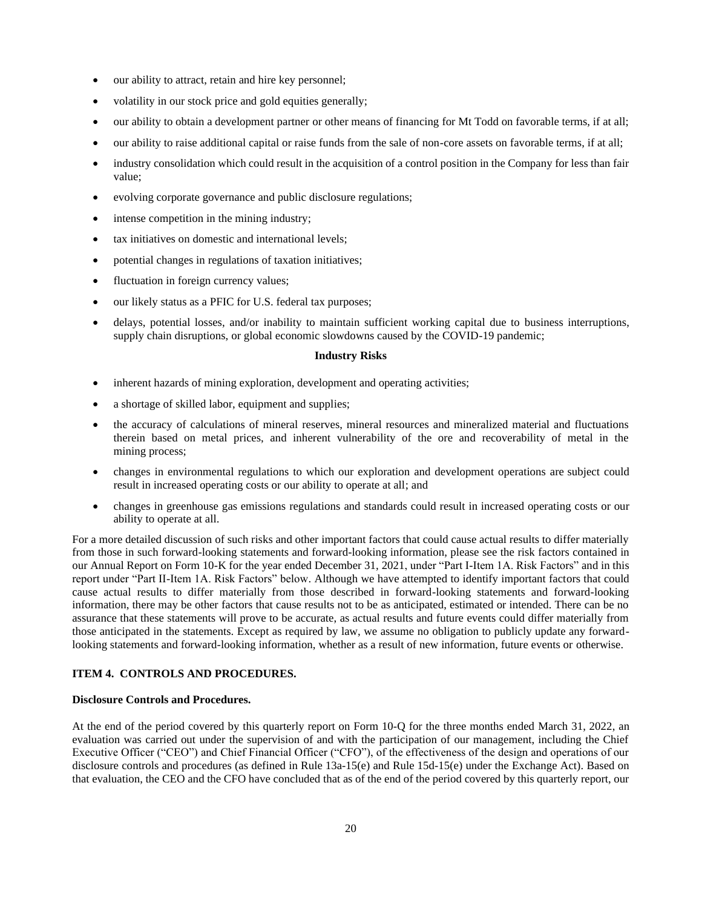- our ability to attract, retain and hire key personnel;
- volatility in our stock price and gold equities generally;
- our ability to obtain a development partner or other means of financing for Mt Todd on favorable terms, if at all;
- our ability to raise additional capital or raise funds from the sale of non-core assets on favorable terms, if at all;
- industry consolidation which could result in the acquisition of a control position in the Company for less than fair value;
- evolving corporate governance and public disclosure regulations;
- intense competition in the mining industry;
- tax initiatives on domestic and international levels;
- potential changes in regulations of taxation initiatives;
- fluctuation in foreign currency values;
- our likely status as a PFIC for U.S. federal tax purposes;
- delays, potential losses, and/or inability to maintain sufficient working capital due to business interruptions, supply chain disruptions, or global economic slowdowns caused by the COVID-19 pandemic;

**Industry Risks**

- inherent hazards of mining exploration, development and operating activities;
- a shortage of skilled labor, equipment and supplies;
- the accuracy of calculations of mineral reserves, mineral resources and mineralized material and fluctuations therein based on metal prices, and inherent vulnerability of the ore and recoverability of metal in the mining process;
- changes in environmental regulations to which our exploration and development operations are subject could result in increased operating costs or our ability to operate at all; and
- changes in greenhouse gas emissions regulations and standards could result in increased operating costs or our ability to operate at all.

For a more detailed discussion of such risks and other important factors that could cause actual results to differ materially from those in such forward-looking statements and forward-looking information, please see the risk factors contained in our Annual Report on Form 10-K for the year ended December 31, 2021, under "Part I-Item 1A. Risk Factors" and in this report under "Part II-Item 1A. Risk Factors" below. Although we have attempted to identify important factors that could cause actual results to differ materially from those described in forward-looking statements and forward-looking information, there may be other factors that cause results not to be as anticipated, estimated or intended. There can be no assurance that these statements will prove to be accurate, as actual results and future events could differ materially from those anticipated in the statements. Except as required by law, we assume no obligation to publicly update any forward-looking statements and forward-looking information, whether as a result of new information, future events or otherwise.

## ITEM 4. CONTROLS AND PROCEDURES.

**Disclosure Controls and Procedures.**

At the end of the period covered by this quarterly report on Form 10-Q for the three months ended March 31, 2022, an evaluation was carried out under the supervision of and with the participation of our management, including the Chief Executive Officer ("CEO") and Chief Financial Officer ("CFO"), of the effectiveness of the design and operations of our disclosure controls and procedures (as defined in Rule 13a-15(e) and Rule 15d-15(e) under the Exchange Act). Based on that evaluation, the CEO and the CFO have concluded that as of the end of the period covered by this quarterly report, our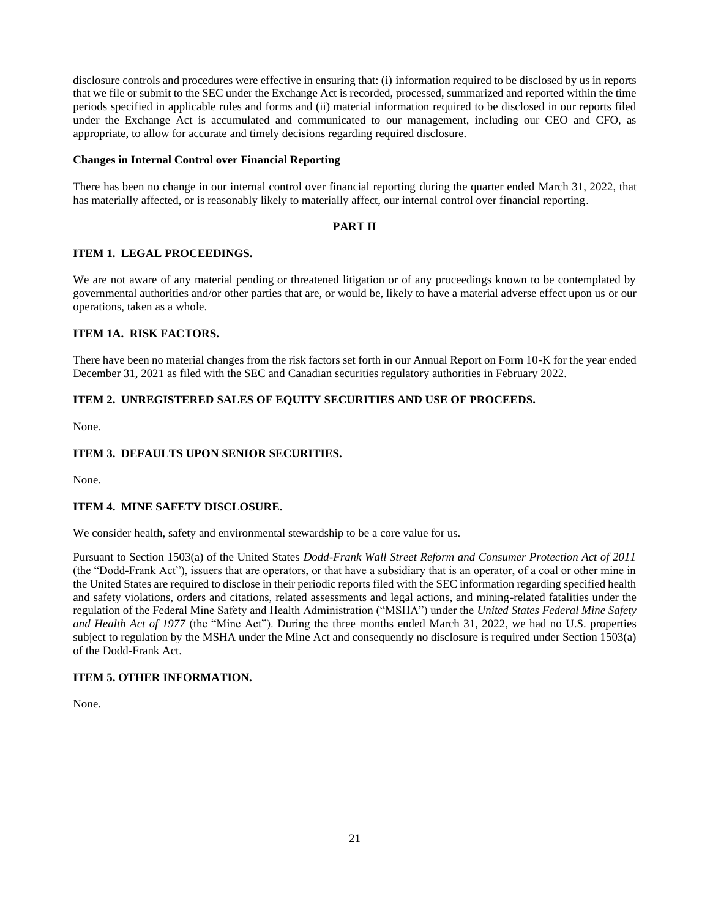disclosure controls and procedures were effective in ensuring that: (i) information required to be disclosed by us in reports that we file or submit to the SEC under the Exchange Act is recorded, processed, summarized and reported within the time periods specified in applicable rules and forms and (ii) material information required to be disclosed in our reports filed under the Exchange Act is accumulated and communicated to our management, including our CEO and CFO, as appropriate, to allow for accurate and timely decisions regarding required disclosure.

**Changes in Internal Control over Financial Reporting**

There has been no change in our internal control over financial reporting during the quarter ended March 31, 2022, that has materially affected, or is reasonably likely to materially affect, our internal control over financial reporting.

## PART II

### ITEM 1. LEGAL PROCEEDINGS.

We are not aware of any material pending or threatened litigation or of any proceedings known to be contemplated by governmental authorities and/or other parties that are, or would be, likely to have a material adverse effect upon us or our operations, taken as a whole.

### ITEM 1A. RISK FACTORS.

There have been no material changes from the risk factors set forth in our Annual Report on Form 10-K for the year ended December 31, 2021 as filed with the SEC and Canadian securities regulatory authorities in February 2022.

### ITEM 2. UNREGISTERED SALES OF EQUITY SECURITIES AND USE OF PROCEEDS.

None.

### ITEM 3. DEFAULTS UPON SENIOR SECURITIES.

None.

### ITEM 4. MINE SAFETY DISCLOSURE.

We consider health, safety and environmental stewardship to be a core value for us.

Pursuant to Section 1503(a) of the United States *Dodd-Frank Wall Street Reform and Consumer Protection Act of 2011* (the "Dodd-Frank Act"), issuers that are operators, or that have a subsidiary that is an operator, of a coal or other mine in the United States are required to disclose in their periodic reports filed with the SEC information regarding specified health and safety violations, orders and citations, related assessments and legal actions, and mining-related fatalities under the regulation of the Federal Mine Safety and Health Administration ("MSHA") under the *United States Federal Mine Safety and Health Act of 1977* (the "Mine Act"). During the three months ended March 31, 2022, we had no U.S. properties subject to regulation by the MSHA under the Mine Act and consequently no disclosure is required under Section 1503(a) of the Dodd-Frank Act.

### ITEM 5. OTHER INFORMATION.

None.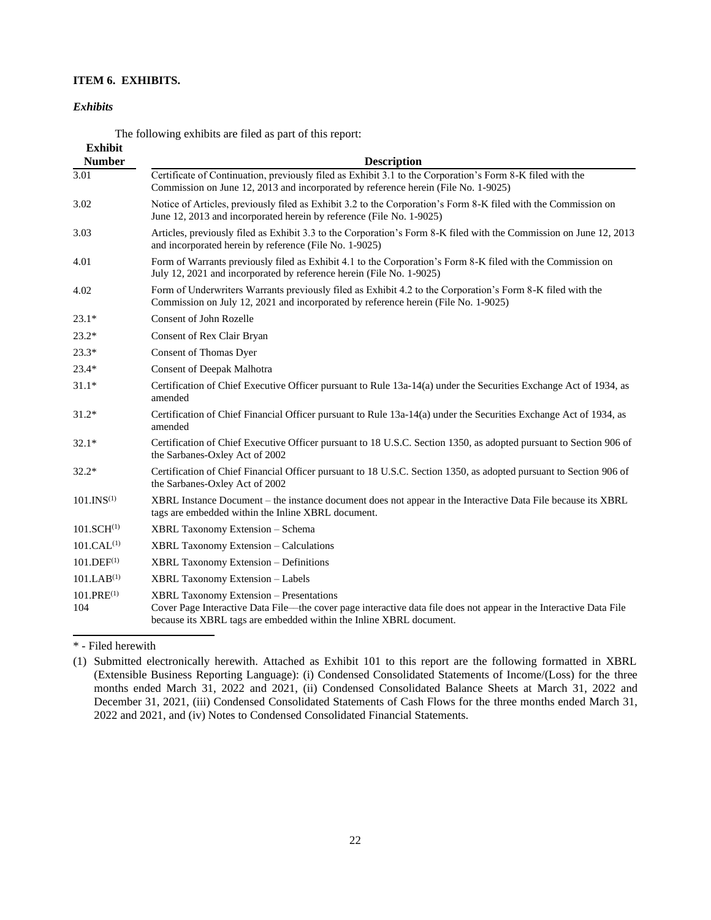### ITEM 6. EXHIBITS.

*Exhibits*

The following exhibits are filed as part of this report:

| Exhibit Number | Description |
|---|---|
| 3.01 | Certificate of Continuation, previously filed as Exhibit 3.1 to the Corporation's Form 8-K filed with the Commission on June 12, 2013 and incorporated by reference herein (File No. 1-9025) |
| 3.02 | Notice of Articles, previously filed as Exhibit 3.2 to the Corporation's Form 8-K filed with the Commission on June 12, 2013 and incorporated herein by reference (File No. 1-9025) |
| 3.03 | Articles, previously filed as Exhibit 3.3 to the Corporation's Form 8-K filed with the Commission on June 12, 2013 and incorporated herein by reference (File No. 1-9025) |
| 4.01 | Form of Warrants previously filed as Exhibit 4.1 to the Corporation's Form 8-K filed with the Commission on July 12, 2021 and incorporated by reference herein (File No. 1-9025) |
| 4.02 | Form of Underwriters Warrants previously filed as Exhibit 4.2 to the Corporation's Form 8-K filed with the Commission on July 12, 2021 and incorporated by reference herein (File No. 1-9025) |
| 23.1* | Consent of John Rozelle |
| 23.2* | Consent of Rex Clair Bryan |
| 23.3* | Consent of Thomas Dyer |
| 23.4* | Consent of Deepak Malhotra |
| 31.1* | Certification of Chief Executive Officer pursuant to Rule 13a-14(a) under the Securities Exchange Act of 1934, as amended |
| 31.2* | Certification of Chief Financial Officer pursuant to Rule 13a-14(a) under the Securities Exchange Act of 1934, as amended |
| 32.1* | Certification of Chief Executive Officer pursuant to 18 U.S.C. Section 1350, as adopted pursuant to Section 906 of the Sarbanes-Oxley Act of 2002 |
| 32.2* | Certification of Chief Financial Officer pursuant to 18 U.S.C. Section 1350, as adopted pursuant to Section 906 of the Sarbanes-Oxley Act of 2002 |
| 101.INS(1) | XBRL Instance Document – the instance document does not appear in the Interactive Data File because its XBRL tags are embedded within the Inline XBRL document. |
| 101.SCH(1) | XBRL Taxonomy Extension – Schema |
| 101.CAL(1) | XBRL Taxonomy Extension – Calculations |
| 101.DEF(1) | XBRL Taxonomy Extension – Definitions |
| 101.LAB(1) | XBRL Taxonomy Extension – Labels |
| 101.PRE(1) | XBRL Taxonomy Extension – Presentations |
| 104 | Cover Page Interactive Data File—the cover page interactive data file does not appear in the Interactive Data File because its XBRL tags are embedded within the Inline XBRL document. |

\* - Filed herewith

(1) Submitted electronically herewith. Attached as Exhibit 101 to this report are the following formatted in XBRL (Extensible Business Reporting Language): (i) Condensed Consolidated Statements of Income/(Loss) for the three months ended March 31, 2022 and 2021, (ii) Condensed Consolidated Balance Sheets at March 31, 2022 and December 31, 2021, (iii) Condensed Consolidated Statements of Cash Flows for the three months ended March 31, 2022 and 2021, and (iv) Notes to Condensed Consolidated Financial Statements.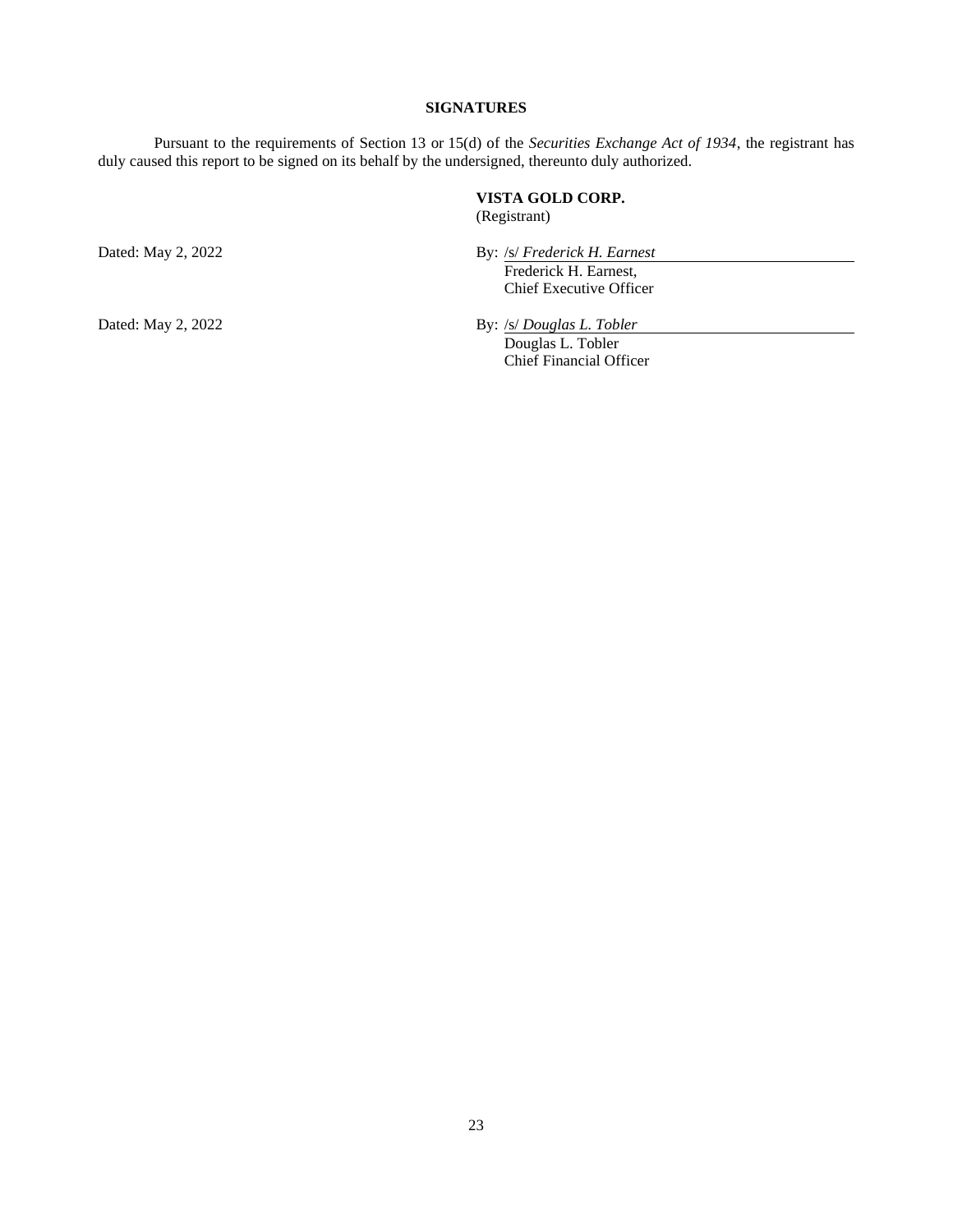**SIGNATURES**

Pursuant to the requirements of Section 13 or 15(d) of the *Securities Exchange Act of 1934*, the registrant has duly caused this report to be signed on its behalf by the undersigned, thereunto duly authorized.

**VISTA GOLD CORP.**
(Registrant)

Dated: May 2, 2022

By: /s/ *Frederick H. Earnest*
Frederick H. Earnest,
Chief Executive Officer

Dated: May 2, 2022

By: /s/ *Douglas L. Tobler*
Douglas L. Tobler
Chief Financial Officer